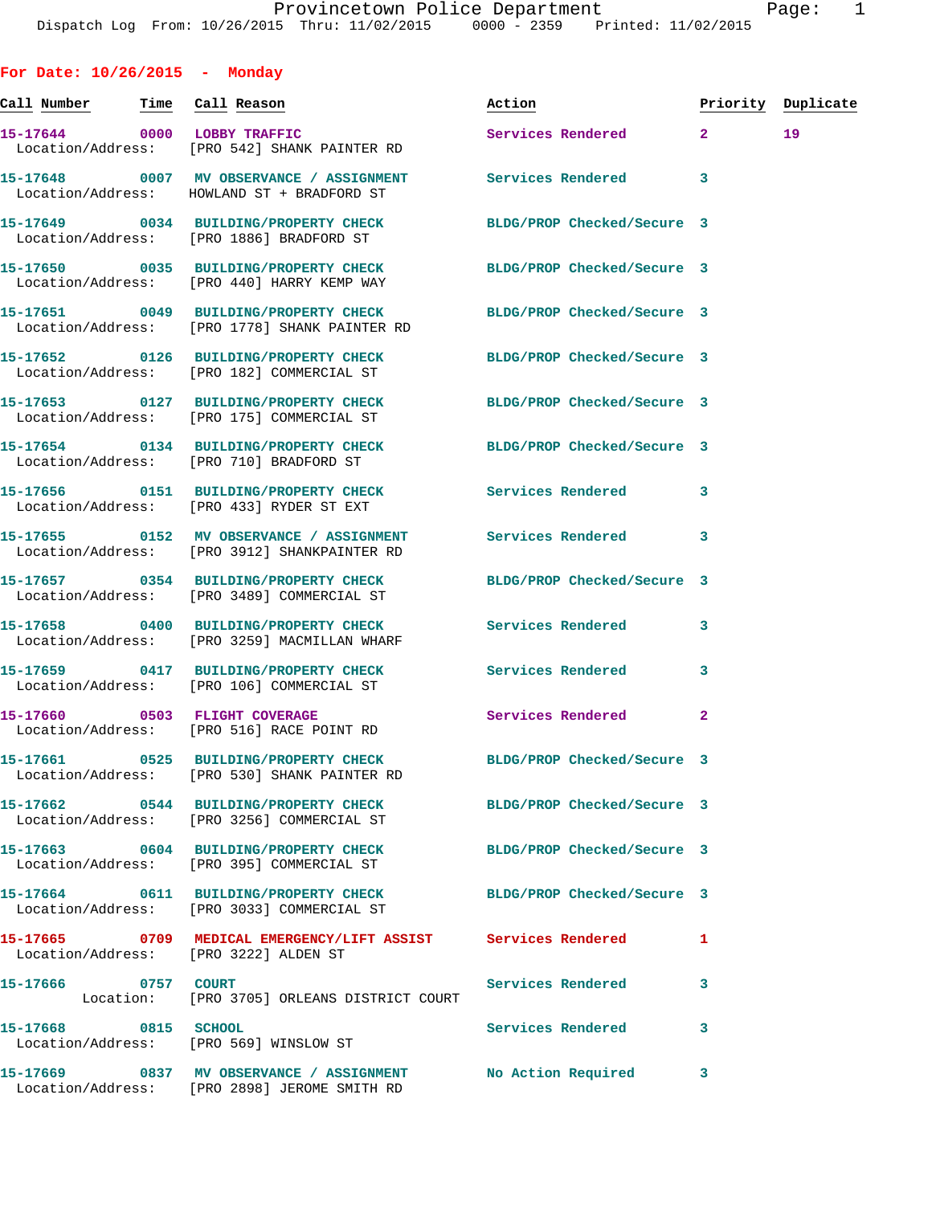Provincetown Police Department
Dispatch Log From: 10/26/2015 Thru: 11/02/2015 0000 - 2359 Printed: 11/02/2015

## For Date: 10/26/2015 - Monday

| Call Number | Time | Call Reason | Action | Priority | Duplicate |
|---|---|---|---|---|---|
| 15-17644 | 0000 | LOBBY TRAFFIC | Services Rendered | 2 | 19 |
| Location/Address: | | [PRO 542] SHANK PAINTER RD | | | |
| 15-17648 | 0007 | MV OBSERVANCE / ASSIGNMENT | Services Rendered | 3 | |
| Location/Address: | | HOWLAND ST + BRADFORD ST | | | |
| 15-17649 | 0034 | BUILDING/PROPERTY CHECK | BLDG/PROP Checked/Secure | 3 | |
| Location/Address: | | [PRO 1886] BRADFORD ST | | | |
| 15-17650 | 0035 | BUILDING/PROPERTY CHECK | BLDG/PROP Checked/Secure | 3 | |
| Location/Address: | | [PRO 440] HARRY KEMP WAY | | | |
| 15-17651 | 0049 | BUILDING/PROPERTY CHECK | BLDG/PROP Checked/Secure | 3 | |
| Location/Address: | | [PRO 1778] SHANK PAINTER RD | | | |
| 15-17652 | 0126 | BUILDING/PROPERTY CHECK | BLDG/PROP Checked/Secure | 3 | |
| Location/Address: | | [PRO 182] COMMERCIAL ST | | | |
| 15-17653 | 0127 | BUILDING/PROPERTY CHECK | BLDG/PROP Checked/Secure | 3 | |
| Location/Address: | | [PRO 175] COMMERCIAL ST | | | |
| 15-17654 | 0134 | BUILDING/PROPERTY CHECK | BLDG/PROP Checked/Secure | 3 | |
| Location/Address: | | [PRO 710] BRADFORD ST | | | |
| 15-17656 | 0151 | BUILDING/PROPERTY CHECK | Services Rendered | 3 | |
| Location/Address: | | [PRO 433] RYDER ST EXT | | | |
| 15-17655 | 0152 | MV OBSERVANCE / ASSIGNMENT | Services Rendered | 3 | |
| Location/Address: | | [PRO 3912] SHANKPAINTER RD | | | |
| 15-17657 | 0354 | BUILDING/PROPERTY CHECK | BLDG/PROP Checked/Secure | 3 | |
| Location/Address: | | [PRO 3489] COMMERCIAL ST | | | |
| 15-17658 | 0400 | BUILDING/PROPERTY CHECK | Services Rendered | 3 | |
| Location/Address: | | [PRO 3259] MACMILLAN WHARF | | | |
| 15-17659 | 0417 | BUILDING/PROPERTY CHECK | Services Rendered | 3 | |
| Location/Address: | | [PRO 106] COMMERCIAL ST | | | |
| 15-17660 | 0503 | FLIGHT COVERAGE | Services Rendered | 2 | |
| Location/Address: | | [PRO 516] RACE POINT RD | | | |
| 15-17661 | 0525 | BUILDING/PROPERTY CHECK | BLDG/PROP Checked/Secure | 3 | |
| Location/Address: | | [PRO 530] SHANK PAINTER RD | | | |
| 15-17662 | 0544 | BUILDING/PROPERTY CHECK | BLDG/PROP Checked/Secure | 3 | |
| Location/Address: | | [PRO 3256] COMMERCIAL ST | | | |
| 15-17663 | 0604 | BUILDING/PROPERTY CHECK | BLDG/PROP Checked/Secure | 3 | |
| Location/Address: | | [PRO 395] COMMERCIAL ST | | | |
| 15-17664 | 0611 | BUILDING/PROPERTY CHECK | BLDG/PROP Checked/Secure | 3 | |
| Location/Address: | | [PRO 3033] COMMERCIAL ST | | | |
| 15-17665 | 0709 | MEDICAL EMERGENCY/LIFT ASSIST | Services Rendered | 1 | |
| Location/Address: | | [PRO 3222] ALDEN ST | | | |
| 15-17666 | 0757 | COURT | Services Rendered | 3 | |
| Location: | | [PRO 3705] ORLEANS DISTRICT COURT | | | |
| 15-17668 | 0815 | SCHOOL | Services Rendered | 3 | |
| Location/Address: | | [PRO 569] WINSLOW ST | | | |
| 15-17669 | 0837 | MV OBSERVANCE / ASSIGNMENT | No Action Required | 3 | |
| Location/Address: | | [PRO 2898] JEROME SMITH RD | | | |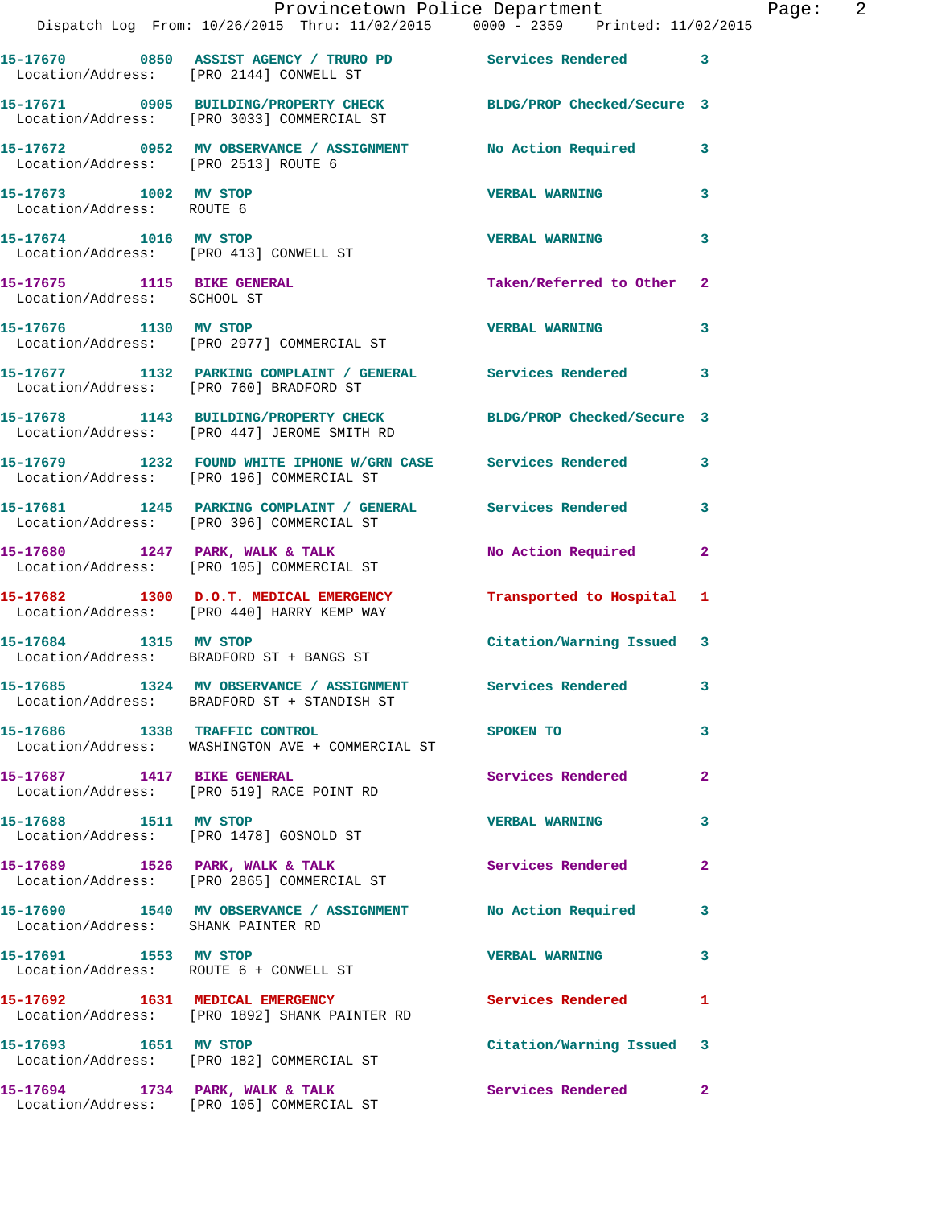15-17670 0850 ASSIST AGENCY / TRURO PD Services Rendered 3
Location/Address: [PRO 2144] CONWELL ST

15-17671 0905 BUILDING/PROPERTY CHECK BLDG/PROP Checked/Secure 3
Location/Address: [PRO 3033] COMMERCIAL ST

15-17672 0952 MV OBSERVANCE / ASSIGNMENT No Action Required 3
Location/Address: [PRO 2513] ROUTE 6

15-17673 1002 MV STOP VERBAL WARNING 3
Location/Address: ROUTE 6

15-17674 1016 MV STOP VERBAL WARNING 3
Location/Address: [PRO 413] CONWELL ST

15-17675 1115 BIKE GENERAL Taken/Referred to Other 2
Location/Address: SCHOOL ST

15-17676 1130 MV STOP VERBAL WARNING 3
Location/Address: [PRO 2977] COMMERCIAL ST

15-17677 1132 PARKING COMPLAINT / GENERAL Services Rendered 3
Location/Address: [PRO 760] BRADFORD ST

15-17678 1143 BUILDING/PROPERTY CHECK BLDG/PROP Checked/Secure 3
Location/Address: [PRO 447] JEROME SMITH RD

15-17679 1232 FOUND WHITE IPHONE W/GRN CASE Services Rendered 3
Location/Address: [PRO 196] COMMERCIAL ST

15-17681 1245 PARKING COMPLAINT / GENERAL Services Rendered 3
Location/Address: [PRO 396] COMMERCIAL ST

15-17680 1247 PARK, WALK & TALK No Action Required 2
Location/Address: [PRO 105] COMMERCIAL ST

15-17682 1300 D.O.T. MEDICAL EMERGENCY Transported to Hospital 1
Location/Address: [PRO 440] HARRY KEMP WAY

15-17684 1315 MV STOP Citation/Warning Issued 3
Location/Address: BRADFORD ST + BANGS ST

15-17685 1324 MV OBSERVANCE / ASSIGNMENT Services Rendered 3
Location/Address: BRADFORD ST + STANDISH ST

15-17686 1338 TRAFFIC CONTROL SPOKEN TO 3
Location/Address: WASHINGTON AVE + COMMERCIAL ST

15-17687 1417 BIKE GENERAL Services Rendered 2
Location/Address: [PRO 519] RACE POINT RD

15-17688 1511 MV STOP VERBAL WARNING 3
Location/Address: [PRO 1478] GOSNOLD ST

15-17689 1526 PARK, WALK & TALK Services Rendered 2
Location/Address: [PRO 2865] COMMERCIAL ST

15-17690 1540 MV OBSERVANCE / ASSIGNMENT No Action Required 3
Location/Address: SHANK PAINTER RD

15-17691 1553 MV STOP VERBAL WARNING 3
Location/Address: ROUTE 6 + CONWELL ST

15-17692 1631 MEDICAL EMERGENCY Services Rendered 1
Location/Address: [PRO 1892] SHANK PAINTER RD

15-17693 1651 MV STOP Citation/Warning Issued 3
Location/Address: [PRO 182] COMMERCIAL ST

15-17694 1734 PARK, WALK & TALK Services Rendered 2
Location/Address: [PRO 105] COMMERCIAL ST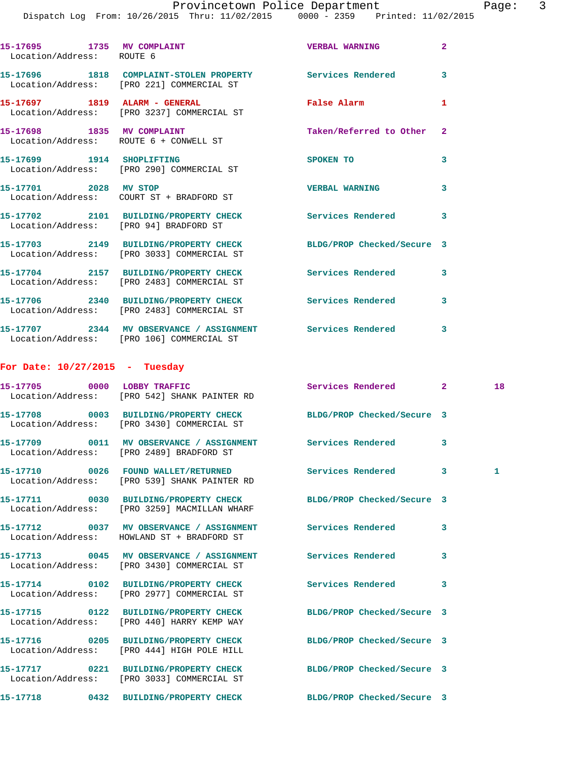15-17695 1735 MV COMPLAINT VERBAL WARNING 2
Location/Address: ROUTE 6

15-17696 1818 COMPLAINT-STOLEN PROPERTY Services Rendered 3
Location/Address: [PRO 221] COMMERCIAL ST

15-17697 1819 ALARM - GENERAL False Alarm 1
Location/Address: [PRO 3237] COMMERCIAL ST

15-17698 1835 MV COMPLAINT Taken/Referred to Other 2
Location/Address: ROUTE 6 + CONWELL ST

15-17699 1914 SHOPLIFTING SPOKEN TO 3
Location/Address: [PRO 290] COMMERCIAL ST

15-17701 2028 MV STOP VERBAL WARNING 3
Location/Address: COURT ST + BRADFORD ST

15-17702 2101 BUILDING/PROPERTY CHECK Services Rendered 3
Location/Address: [PRO 94] BRADFORD ST

15-17703 2149 BUILDING/PROPERTY CHECK BLDG/PROP Checked/Secure 3
Location/Address: [PRO 3033] COMMERCIAL ST

15-17704 2157 BUILDING/PROPERTY CHECK Services Rendered 3
Location/Address: [PRO 2483] COMMERCIAL ST

15-17706 2340 BUILDING/PROPERTY CHECK Services Rendered 3
Location/Address: [PRO 2483] COMMERCIAL ST

15-17707 2344 MV OBSERVANCE / ASSIGNMENT Services Rendered 3
Location/Address: [PRO 106] COMMERCIAL ST

## For Date: 10/27/2015 - Tuesday

15-17705 0000 LOBBY TRAFFIC Services Rendered 2 18
Location/Address: [PRO 542] SHANK PAINTER RD

15-17708 0003 BUILDING/PROPERTY CHECK BLDG/PROP Checked/Secure 3
Location/Address: [PRO 3430] COMMERCIAL ST

15-17709 0011 MV OBSERVANCE / ASSIGNMENT Services Rendered 3
Location/Address: [PRO 2489] BRADFORD ST

15-17710 0026 FOUND WALLET/RETURNED Services Rendered 3 1
Location/Address: [PRO 539] SHANK PAINTER RD

15-17711 0030 BUILDING/PROPERTY CHECK BLDG/PROP Checked/Secure 3
Location/Address: [PRO 3259] MACMILLAN WHARF

15-17712 0037 MV OBSERVANCE / ASSIGNMENT Services Rendered 3
Location/Address: HOWLAND ST + BRADFORD ST

15-17713 0045 MV OBSERVANCE / ASSIGNMENT Services Rendered 3
Location/Address: [PRO 3430] COMMERCIAL ST

15-17714 0102 BUILDING/PROPERTY CHECK Services Rendered 3
Location/Address: [PRO 2977] COMMERCIAL ST

15-17715 0122 BUILDING/PROPERTY CHECK BLDG/PROP Checked/Secure 3
Location/Address: [PRO 440] HARRY KEMP WAY

15-17716 0205 BUILDING/PROPERTY CHECK BLDG/PROP Checked/Secure 3
Location/Address: [PRO 444] HIGH POLE HILL

15-17717 0221 BUILDING/PROPERTY CHECK BLDG/PROP Checked/Secure 3
Location/Address: [PRO 3033] COMMERCIAL ST

15-17718 0432 BUILDING/PROPERTY CHECK BLDG/PROP Checked/Secure 3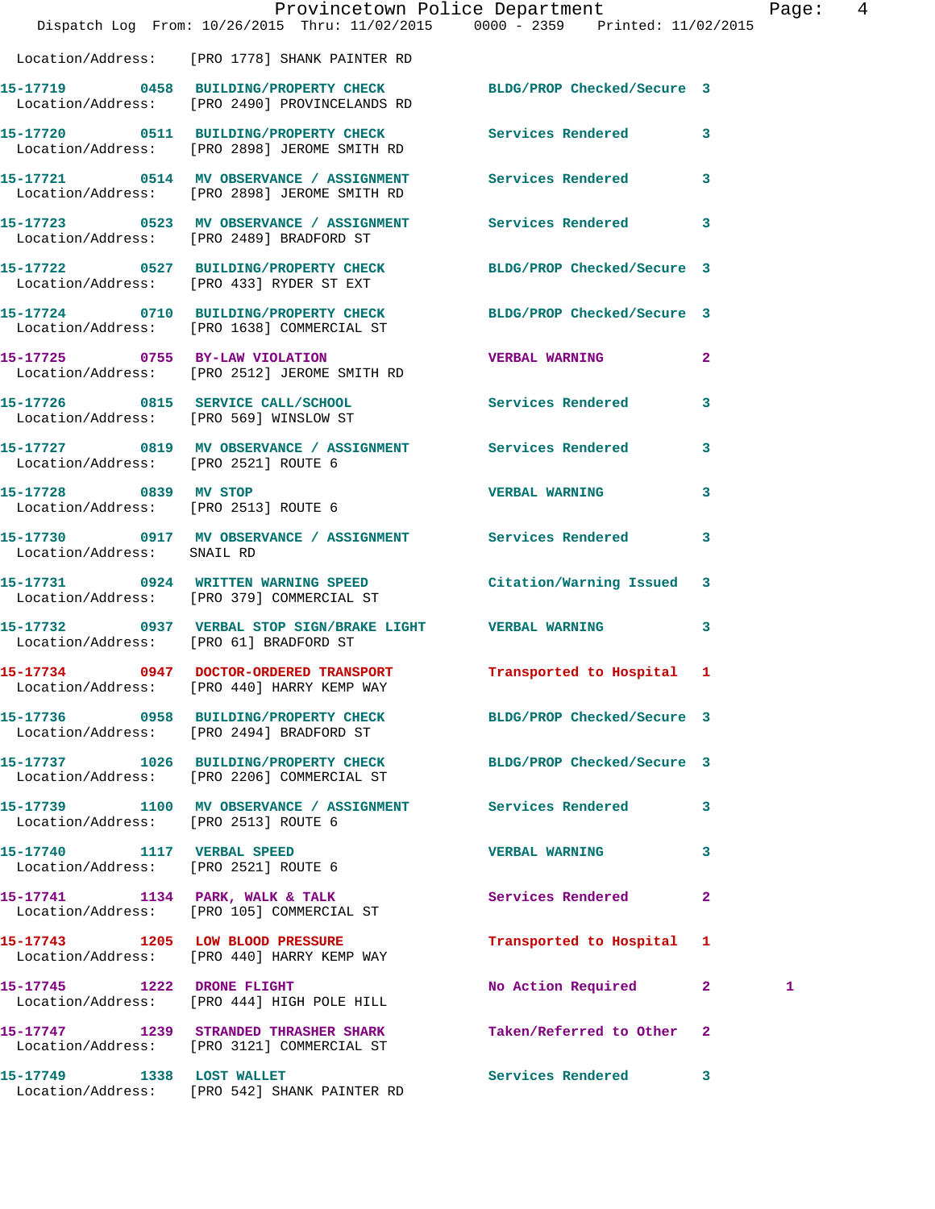Location/Address: [PRO 1778] SHANK PAINTER RD

| | | | | | |
|---|---|---|---|---|---|
| 15-17719 | 0458 | BUILDING/PROPERTY CHECK | BLDG/PROP Checked/Secure | 3 | |
| Location/Address: | | [PRO 2490] PROVINCELANDS RD | | | |
| 15-17720 | 0511 | BUILDING/PROPERTY CHECK | Services Rendered | 3 | |
| Location/Address: | | [PRO 2898] JEROME SMITH RD | | | |
| 15-17721 | 0514 | MV OBSERVANCE / ASSIGNMENT | Services Rendered | 3 | |
| Location/Address: | | [PRO 2898] JEROME SMITH RD | | | |
| 15-17723 | 0523 | MV OBSERVANCE / ASSIGNMENT | Services Rendered | 3 | |
| Location/Address: | | [PRO 2489] BRADFORD ST | | | |
| 15-17722 | 0527 | BUILDING/PROPERTY CHECK | BLDG/PROP Checked/Secure | 3 | |
| Location/Address: | | [PRO 433] RYDER ST EXT | | | |
| 15-17724 | 0710 | BUILDING/PROPERTY CHECK | BLDG/PROP Checked/Secure | 3 | |
| Location/Address: | | [PRO 1638] COMMERCIAL ST | | | |
| 15-17725 | 0755 | BY-LAW VIOLATION | VERBAL WARNING | 2 | |
| Location/Address: | | [PRO 2512] JEROME SMITH RD | | | |
| 15-17726 | 0815 | SERVICE CALL/SCHOOL | Services Rendered | 3 | |
| Location/Address: | | [PRO 569] WINSLOW ST | | | |
| 15-17727 | 0819 | MV OBSERVANCE / ASSIGNMENT | Services Rendered | 3 | |
| Location/Address: | | [PRO 2521] ROUTE 6 | | | |
| 15-17728 | 0839 | MV STOP | VERBAL WARNING | 3 | |
| Location/Address: | | [PRO 2513] ROUTE 6 | | | |
| 15-17730 | 0917 | MV OBSERVANCE / ASSIGNMENT | Services Rendered | 3 | |
| Location/Address: | | SNAIL RD | | | |
| 15-17731 | 0924 | WRITTEN WARNING SPEED | Citation/Warning Issued | 3 | |
| Location/Address: | | [PRO 379] COMMERCIAL ST | | | |
| 15-17732 | 0937 | VERBAL STOP SIGN/BRAKE LIGHT | VERBAL WARNING | 3 | |
| Location/Address: | | [PRO 61] BRADFORD ST | | | |
| 15-17734 | 0947 | DOCTOR-ORDERED TRANSPORT | Transported to Hospital | 1 | |
| Location/Address: | | [PRO 440] HARRY KEMP WAY | | | |
| 15-17736 | 0958 | BUILDING/PROPERTY CHECK | BLDG/PROP Checked/Secure | 3 | |
| Location/Address: | | [PRO 2494] BRADFORD ST | | | |
| 15-17737 | 1026 | BUILDING/PROPERTY CHECK | BLDG/PROP Checked/Secure | 3 | |
| Location/Address: | | [PRO 2206] COMMERCIAL ST | | | |
| 15-17739 | 1100 | MV OBSERVANCE / ASSIGNMENT | Services Rendered | 3 | |
| Location/Address: | | [PRO 2513] ROUTE 6 | | | |
| 15-17740 | 1117 | VERBAL SPEED | VERBAL WARNING | 3 | |
| Location/Address: | | [PRO 2521] ROUTE 6 | | | |
| 15-17741 | 1134 | PARK, WALK & TALK | Services Rendered | 2 | |
| Location/Address: | | [PRO 105] COMMERCIAL ST | | | |
| 15-17743 | 1205 | LOW BLOOD PRESSURE | Transported to Hospital | 1 | |
| Location/Address: | | [PRO 440] HARRY KEMP WAY | | | |
| 15-17745 | 1222 | DRONE FLIGHT | No Action Required | 2 | 1 |
| Location/Address: | | [PRO 444] HIGH POLE HILL | | | |
| 15-17747 | 1239 | STRANDED THRASHER SHARK | Taken/Referred to Other | 2 | |
| Location/Address: | | [PRO 3121] COMMERCIAL ST | | | |
| 15-17749 | 1338 | LOST WALLET | Services Rendered | 3 | |
| Location/Address: | | [PRO 542] SHANK PAINTER RD | | | |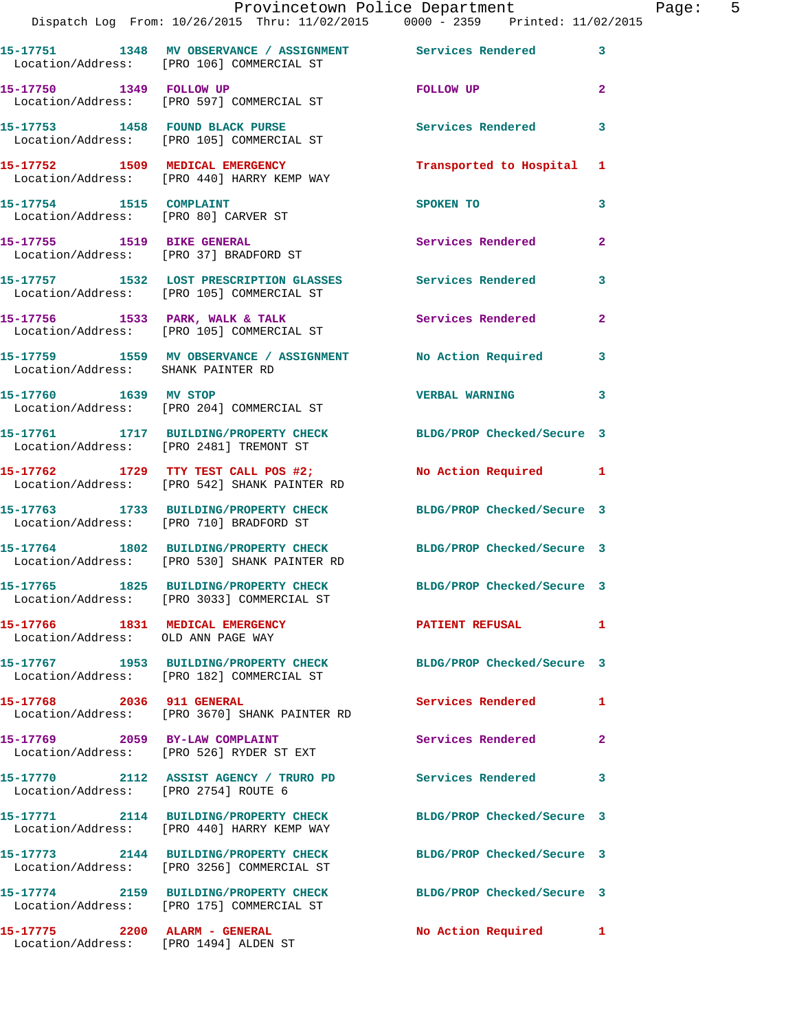| | | | | |
|---|---|---|---|---|
| 15-17751 | 1348 | MV OBSERVANCE / ASSIGNMENT | Services Rendered | 3 |
| Location/Address: | [PRO 106] COMMERCIAL ST | | | |
| 15-17750 | 1349 | FOLLOW UP | FOLLOW UP | 2 |
| Location/Address: | [PRO 597] COMMERCIAL ST | | | |
| 15-17753 | 1458 | FOUND BLACK PURSE | Services Rendered | 3 |
| Location/Address: | [PRO 105] COMMERCIAL ST | | | |
| 15-17752 | 1509 | MEDICAL EMERGENCY | Transported to Hospital | 1 |
| Location/Address: | [PRO 440] HARRY KEMP WAY | | | |
| 15-17754 | 1515 | COMPLAINT | SPOKEN TO | 3 |
| Location/Address: | [PRO 80] CARVER ST | | | |
| 15-17755 | 1519 | BIKE GENERAL | Services Rendered | 2 |
| Location/Address: | [PRO 37] BRADFORD ST | | | |
| 15-17757 | 1532 | LOST PRESCRIPTION GLASSES | Services Rendered | 3 |
| Location/Address: | [PRO 105] COMMERCIAL ST | | | |
| 15-17756 | 1533 | PARK, WALK & TALK | Services Rendered | 2 |
| Location/Address: | [PRO 105] COMMERCIAL ST | | | |
| 15-17759 | 1559 | MV OBSERVANCE / ASSIGNMENT | No Action Required | 3 |
| Location/Address: | SHANK PAINTER RD | | | |
| 15-17760 | 1639 | MV STOP | VERBAL WARNING | 3 |
| Location/Address: | [PRO 204] COMMERCIAL ST | | | |
| 15-17761 | 1717 | BUILDING/PROPERTY CHECK | BLDG/PROP Checked/Secure | 3 |
| Location/Address: | [PRO 2481] TREMONT ST | | | |
| 15-17762 | 1729 | TTY TEST CALL POS #2; | No Action Required | 1 |
| Location/Address: | [PRO 542] SHANK PAINTER RD | | | |
| 15-17763 | 1733 | BUILDING/PROPERTY CHECK | BLDG/PROP Checked/Secure | 3 |
| Location/Address: | [PRO 710] BRADFORD ST | | | |
| 15-17764 | 1802 | BUILDING/PROPERTY CHECK | BLDG/PROP Checked/Secure | 3 |
| Location/Address: | [PRO 530] SHANK PAINTER RD | | | |
| 15-17765 | 1825 | BUILDING/PROPERTY CHECK | BLDG/PROP Checked/Secure | 3 |
| Location/Address: | [PRO 3033] COMMERCIAL ST | | | |
| 15-17766 | 1831 | MEDICAL EMERGENCY | PATIENT REFUSAL | 1 |
| Location/Address: | OLD ANN PAGE WAY | | | |
| 15-17767 | 1953 | BUILDING/PROPERTY CHECK | BLDG/PROP Checked/Secure | 3 |
| Location/Address: | [PRO 182] COMMERCIAL ST | | | |
| 15-17768 | 2036 | 911 GENERAL | Services Rendered | 1 |
| Location/Address: | [PRO 3670] SHANK PAINTER RD | | | |
| 15-17769 | 2059 | BY-LAW COMPLAINT | Services Rendered | 2 |
| Location/Address: | [PRO 526] RYDER ST EXT | | | |
| 15-17770 | 2112 | ASSIST AGENCY / TRURO PD | Services Rendered | 3 |
| Location/Address: | [PRO 2754] ROUTE 6 | | | |
| 15-17771 | 2114 | BUILDING/PROPERTY CHECK | BLDG/PROP Checked/Secure | 3 |
| Location/Address: | [PRO 440] HARRY KEMP WAY | | | |
| 15-17773 | 2144 | BUILDING/PROPERTY CHECK | BLDG/PROP Checked/Secure | 3 |
| Location/Address: | [PRO 3256] COMMERCIAL ST | | | |
| 15-17774 | 2159 | BUILDING/PROPERTY CHECK | BLDG/PROP Checked/Secure | 3 |
| Location/Address: | [PRO 175] COMMERCIAL ST | | | |
| 15-17775 | 2200 | ALARM - GENERAL | No Action Required | 1 |
| Location/Address: | [PRO 1494] ALDEN ST | | | |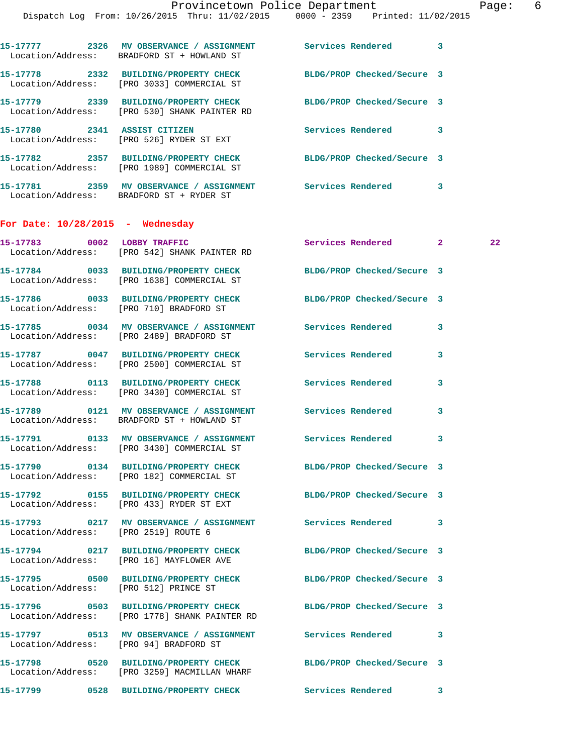15-17777 2326 MV OBSERVANCE / ASSIGNMENT Services Rendered 3
Location/Address: BRADFORD ST + HOWLAND ST

15-17778 2332 BUILDING/PROPERTY CHECK BLDG/PROP Checked/Secure 3
Location/Address: [PRO 3033] COMMERCIAL ST

15-17779 2339 BUILDING/PROPERTY CHECK BLDG/PROP Checked/Secure 3
Location/Address: [PRO 530] SHANK PAINTER RD

15-17780 2341 ASSIST CITIZEN Services Rendered 3
Location/Address: [PRO 526] RYDER ST EXT

15-17782 2357 BUILDING/PROPERTY CHECK BLDG/PROP Checked/Secure 3
Location/Address: [PRO 1989] COMMERCIAL ST

15-17781 2359 MV OBSERVANCE / ASSIGNMENT Services Rendered 3
Location/Address: BRADFORD ST + RYDER ST

**For Date: 10/28/2015 - Wednesday**

15-17783 0002 LOBBY TRAFFIC Services Rendered 2 22
Location/Address: [PRO 542] SHANK PAINTER RD

15-17784 0033 BUILDING/PROPERTY CHECK BLDG/PROP Checked/Secure 3
Location/Address: [PRO 1638] COMMERCIAL ST

15-17786 0033 BUILDING/PROPERTY CHECK BLDG/PROP Checked/Secure 3
Location/Address: [PRO 710] BRADFORD ST

15-17785 0034 MV OBSERVANCE / ASSIGNMENT Services Rendered 3
Location/Address: [PRO 2489] BRADFORD ST

15-17787 0047 BUILDING/PROPERTY CHECK Services Rendered 3
Location/Address: [PRO 2500] COMMERCIAL ST

15-17788 0113 BUILDING/PROPERTY CHECK Services Rendered 3
Location/Address: [PRO 3430] COMMERCIAL ST

15-17789 0121 MV OBSERVANCE / ASSIGNMENT Services Rendered 3
Location/Address: BRADFORD ST + HOWLAND ST

15-17791 0133 MV OBSERVANCE / ASSIGNMENT Services Rendered 3
Location/Address: [PRO 3430] COMMERCIAL ST

15-17790 0134 BUILDING/PROPERTY CHECK BLDG/PROP Checked/Secure 3
Location/Address: [PRO 182] COMMERCIAL ST

15-17792 0155 BUILDING/PROPERTY CHECK BLDG/PROP Checked/Secure 3
Location/Address: [PRO 433] RYDER ST EXT

15-17793 0217 MV OBSERVANCE / ASSIGNMENT Services Rendered 3
Location/Address: [PRO 2519] ROUTE 6

15-17794 0217 BUILDING/PROPERTY CHECK BLDG/PROP Checked/Secure 3
Location/Address: [PRO 16] MAYFLOWER AVE

15-17795 0500 BUILDING/PROPERTY CHECK BLDG/PROP Checked/Secure 3
Location/Address: [PRO 512] PRINCE ST

15-17796 0503 BUILDING/PROPERTY CHECK BLDG/PROP Checked/Secure 3
Location/Address: [PRO 1778] SHANK PAINTER RD

15-17797 0513 MV OBSERVANCE / ASSIGNMENT Services Rendered 3
Location/Address: [PRO 94] BRADFORD ST

15-17798 0520 BUILDING/PROPERTY CHECK BLDG/PROP Checked/Secure 3
Location/Address: [PRO 3259] MACMILLAN WHARF

15-17799 0528 BUILDING/PROPERTY CHECK Services Rendered 3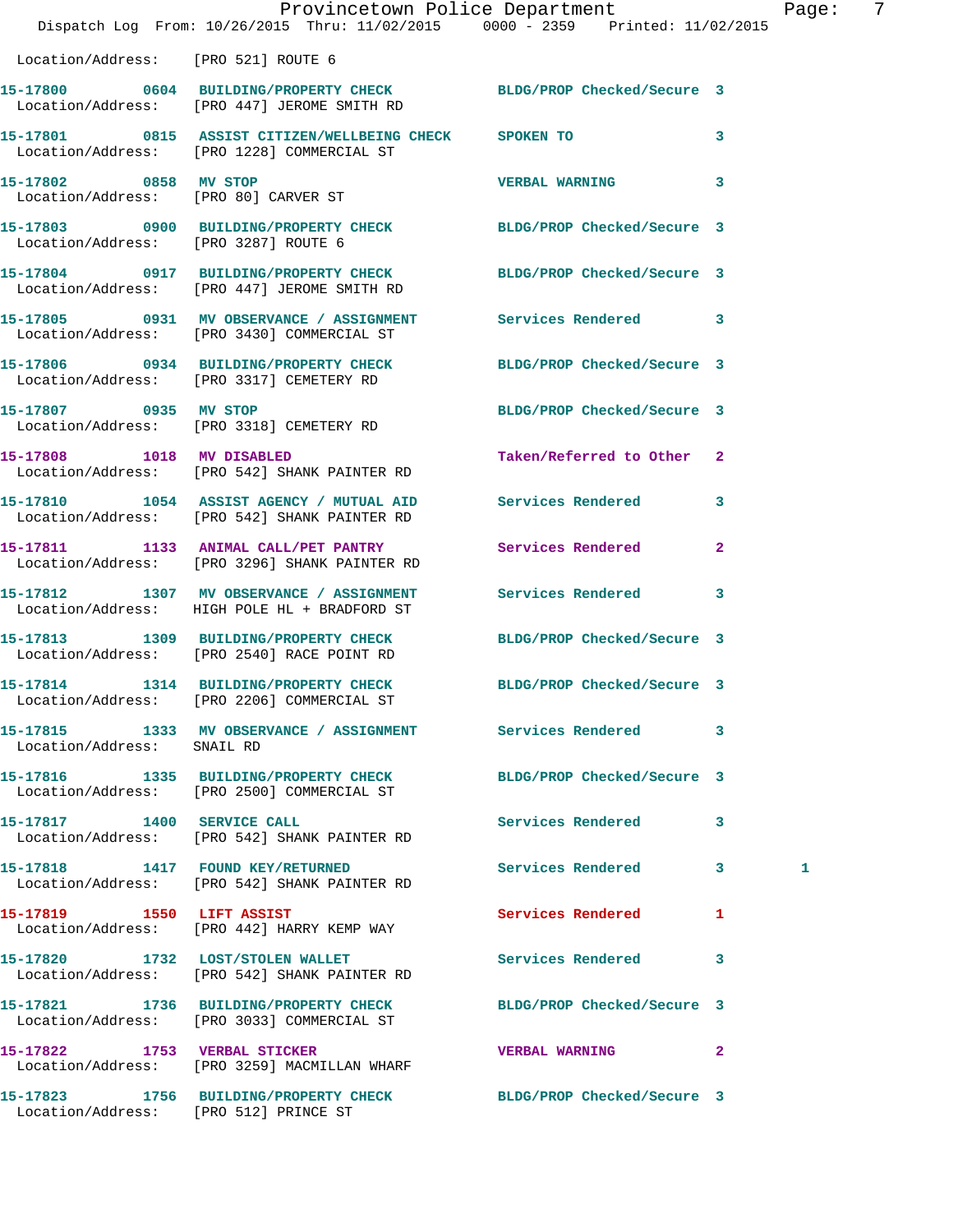Location/Address: [PRO 521] ROUTE 6

| | | | | | |
|---|---|---|---|---|---|
| 15-17800 | 0604 | BUILDING/PROPERTY CHECK | BLDG/PROP Checked/Secure | 3 | |
| Location/Address: [PRO 447] JEROME SMITH RD | | | | | |
| 15-17801 | 0815 | ASSIST CITIZEN/WELLBEING CHECK | SPOKEN TO | 3 | |
| Location/Address: [PRO 1228] COMMERCIAL ST | | | | | |
| 15-17802 | 0858 | MV STOP | VERBAL WARNING | 3 | |
| Location/Address: [PRO 80] CARVER ST | | | | | |
| 15-17803 | 0900 | BUILDING/PROPERTY CHECK | BLDG/PROP Checked/Secure | 3 | |
| Location/Address: [PRO 3287] ROUTE 6 | | | | | |
| 15-17804 | 0917 | BUILDING/PROPERTY CHECK | BLDG/PROP Checked/Secure | 3 | |
| Location/Address: [PRO 447] JEROME SMITH RD | | | | | |
| 15-17805 | 0931 | MV OBSERVANCE / ASSIGNMENT | Services Rendered | 3 | |
| Location/Address: [PRO 3430] COMMERCIAL ST | | | | | |
| 15-17806 | 0934 | BUILDING/PROPERTY CHECK | BLDG/PROP Checked/Secure | 3 | |
| Location/Address: [PRO 3317] CEMETERY RD | | | | | |
| 15-17807 | 0935 | MV STOP | BLDG/PROP Checked/Secure | 3 | |
| Location/Address: [PRO 3318] CEMETERY RD | | | | | |
| 15-17808 | 1018 | MV DISABLED | Taken/Referred to Other | 2 | |
| Location/Address: [PRO 542] SHANK PAINTER RD | | | | | |
| 15-17810 | 1054 | ASSIST AGENCY / MUTUAL AID | Services Rendered | 3 | |
| Location/Address: [PRO 542] SHANK PAINTER RD | | | | | |
| 15-17811 | 1133 | ANIMAL CALL/PET PANTRY | Services Rendered | 2 | |
| Location/Address: [PRO 3296] SHANK PAINTER RD | | | | | |
| 15-17812 | 1307 | MV OBSERVANCE / ASSIGNMENT | Services Rendered | 3 | |
| Location/Address: HIGH POLE HL + BRADFORD ST | | | | | |
| 15-17813 | 1309 | BUILDING/PROPERTY CHECK | BLDG/PROP Checked/Secure | 3 | |
| Location/Address: [PRO 2540] RACE POINT RD | | | | | |
| 15-17814 | 1314 | BUILDING/PROPERTY CHECK | BLDG/PROP Checked/Secure | 3 | |
| Location/Address: [PRO 2206] COMMERCIAL ST | | | | | |
| 15-17815 | 1333 | MV OBSERVANCE / ASSIGNMENT | Services Rendered | 3 | |
| Location/Address: SNAIL RD | | | | | |
| 15-17816 | 1335 | BUILDING/PROPERTY CHECK | BLDG/PROP Checked/Secure | 3 | |
| Location/Address: [PRO 2500] COMMERCIAL ST | | | | | |
| 15-17817 | 1400 | SERVICE CALL | Services Rendered | 3 | |
| Location/Address: [PRO 542] SHANK PAINTER RD | | | | | |
| 15-17818 | 1417 | FOUND KEY/RETURNED | Services Rendered | 3 | 1 |
| Location/Address: [PRO 542] SHANK PAINTER RD | | | | | |
| 15-17819 | 1550 | LIFT ASSIST | Services Rendered | 1 | |
| Location/Address: [PRO 442] HARRY KEMP WAY | | | | | |
| 15-17820 | 1732 | LOST/STOLEN WALLET | Services Rendered | 3 | |
| Location/Address: [PRO 542] SHANK PAINTER RD | | | | | |
| 15-17821 | 1736 | BUILDING/PROPERTY CHECK | BLDG/PROP Checked/Secure | 3 | |
| Location/Address: [PRO 3033] COMMERCIAL ST | | | | | |
| 15-17822 | 1753 | VERBAL STICKER | VERBAL WARNING | 2 | |
| Location/Address: [PRO 3259] MACMILLAN WHARF | | | | | |
| 15-17823 | 1756 | BUILDING/PROPERTY CHECK | BLDG/PROP Checked/Secure | 3 | |
| Location/Address: [PRO 512] PRINCE ST | | | | | |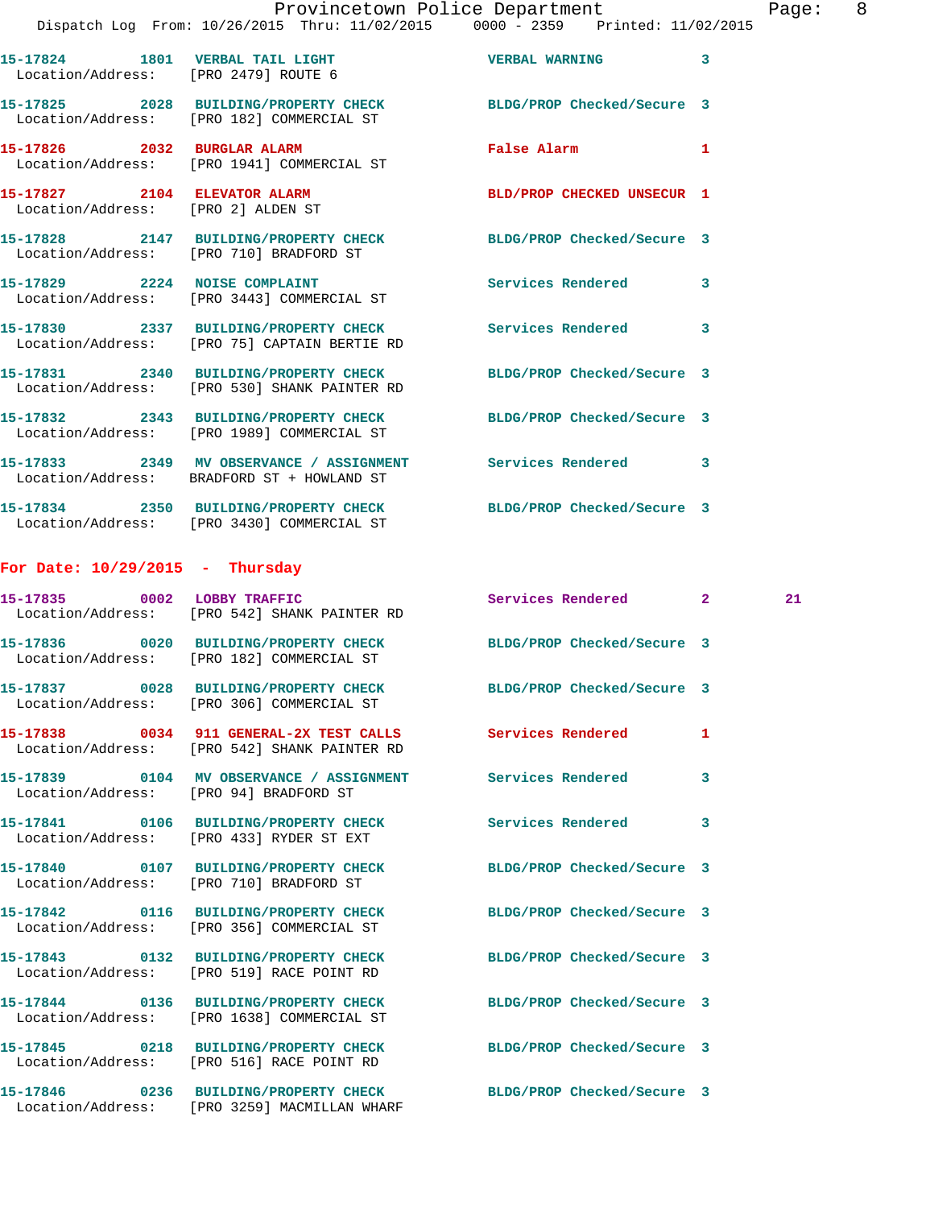15-17824 1801 VERBAL TAIL LIGHT VERBAL WARNING 3
Location/Address: [PRO 2479] ROUTE 6

15-17825 2028 BUILDING/PROPERTY CHECK BLDG/PROP Checked/Secure 3
Location/Address: [PRO 182] COMMERCIAL ST

15-17826 2032 BURGLAR ALARM False Alarm 1
Location/Address: [PRO 1941] COMMERCIAL ST

15-17827 2104 ELEVATOR ALARM BLD/PROP CHECKED UNSECUR 1
Location/Address: [PRO 2] ALDEN ST

15-17828 2147 BUILDING/PROPERTY CHECK BLDG/PROP Checked/Secure 3
Location/Address: [PRO 710] BRADFORD ST

15-17829 2224 NOISE COMPLAINT Services Rendered 3
Location/Address: [PRO 3443] COMMERCIAL ST

15-17830 2337 BUILDING/PROPERTY CHECK Services Rendered 3
Location/Address: [PRO 75] CAPTAIN BERTIE RD

15-17831 2340 BUILDING/PROPERTY CHECK BLDG/PROP Checked/Secure 3
Location/Address: [PRO 530] SHANK PAINTER RD

15-17832 2343 BUILDING/PROPERTY CHECK BLDG/PROP Checked/Secure 3
Location/Address: [PRO 1989] COMMERCIAL ST

15-17833 2349 MV OBSERVANCE / ASSIGNMENT Services Rendered 3
Location/Address: BRADFORD ST + HOWLAND ST

15-17834 2350 BUILDING/PROPERTY CHECK BLDG/PROP Checked/Secure 3
Location/Address: [PRO 3430] COMMERCIAL ST

**For Date: 10/29/2015 - Thursday**

15-17835 0002 LOBBY TRAFFIC Services Rendered 2 21
Location/Address: [PRO 542] SHANK PAINTER RD

15-17836 0020 BUILDING/PROPERTY CHECK BLDG/PROP Checked/Secure 3
Location/Address: [PRO 182] COMMERCIAL ST

15-17837 0028 BUILDING/PROPERTY CHECK BLDG/PROP Checked/Secure 3
Location/Address: [PRO 306] COMMERCIAL ST

15-17838 0034 911 GENERAL-2X TEST CALLS Services Rendered 1
Location/Address: [PRO 542] SHANK PAINTER RD

15-17839 0104 MV OBSERVANCE / ASSIGNMENT Services Rendered 3
Location/Address: [PRO 94] BRADFORD ST

15-17841 0106 BUILDING/PROPERTY CHECK Services Rendered 3
Location/Address: [PRO 433] RYDER ST EXT

15-17840 0107 BUILDING/PROPERTY CHECK BLDG/PROP Checked/Secure 3
Location/Address: [PRO 710] BRADFORD ST

15-17842 0116 BUILDING/PROPERTY CHECK BLDG/PROP Checked/Secure 3
Location/Address: [PRO 356] COMMERCIAL ST

15-17843 0132 BUILDING/PROPERTY CHECK BLDG/PROP Checked/Secure 3
Location/Address: [PRO 519] RACE POINT RD

15-17844 0136 BUILDING/PROPERTY CHECK BLDG/PROP Checked/Secure 3
Location/Address: [PRO 1638] COMMERCIAL ST

15-17845 0218 BUILDING/PROPERTY CHECK BLDG/PROP Checked/Secure 3
Location/Address: [PRO 516] RACE POINT RD

15-17846 0236 BUILDING/PROPERTY CHECK BLDG/PROP Checked/Secure 3
Location/Address: [PRO 3259] MACMILLAN WHARF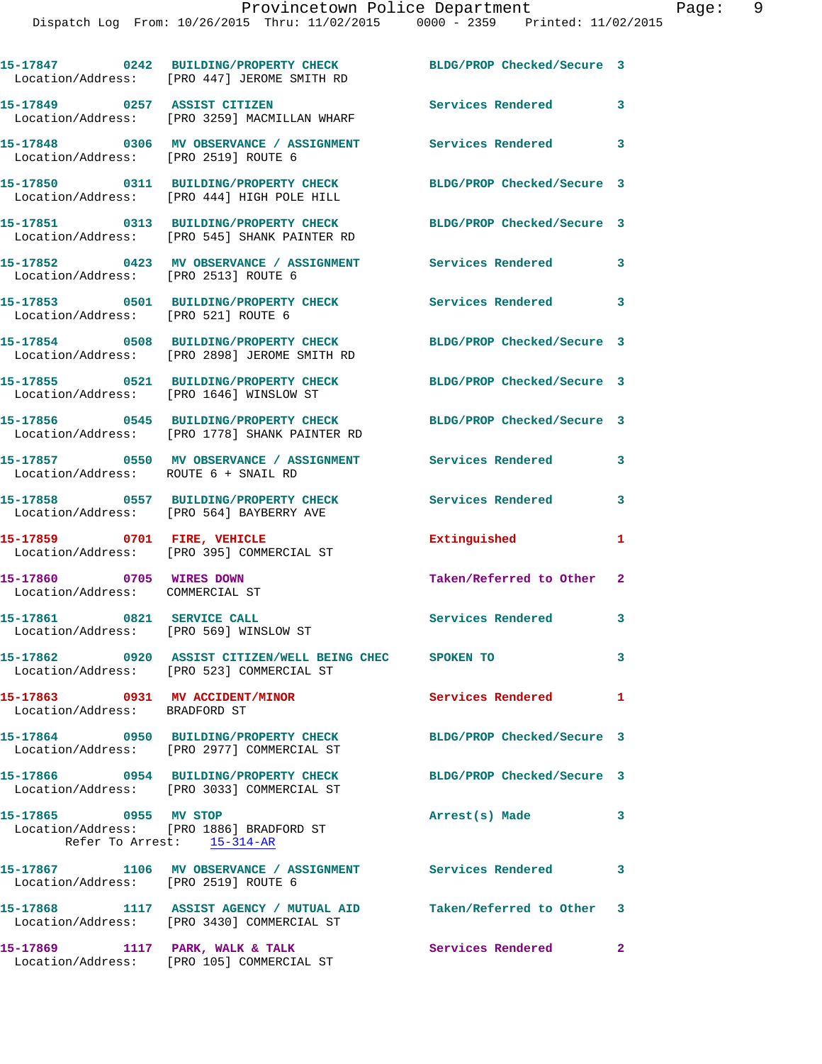15-17847 0242 BUILDING/PROPERTY CHECK BLDG/PROP Checked/Secure 3
Location/Address: [PRO 447] JEROME SMITH RD

15-17849 0257 ASSIST CITIZEN Services Rendered 3
Location/Address: [PRO 3259] MACMILLAN WHARF

15-17848 0306 MV OBSERVANCE / ASSIGNMENT Services Rendered 3
Location/Address: [PRO 2519] ROUTE 6

15-17850 0311 BUILDING/PROPERTY CHECK BLDG/PROP Checked/Secure 3
Location/Address: [PRO 444] HIGH POLE HILL

15-17851 0313 BUILDING/PROPERTY CHECK BLDG/PROP Checked/Secure 3
Location/Address: [PRO 545] SHANK PAINTER RD

15-17852 0423 MV OBSERVANCE / ASSIGNMENT Services Rendered 3
Location/Address: [PRO 2513] ROUTE 6

15-17853 0501 BUILDING/PROPERTY CHECK Services Rendered 3
Location/Address: [PRO 521] ROUTE 6

15-17854 0508 BUILDING/PROPERTY CHECK BLDG/PROP Checked/Secure 3
Location/Address: [PRO 2898] JEROME SMITH RD

15-17855 0521 BUILDING/PROPERTY CHECK BLDG/PROP Checked/Secure 3
Location/Address: [PRO 1646] WINSLOW ST

15-17856 0545 BUILDING/PROPERTY CHECK BLDG/PROP Checked/Secure 3
Location/Address: [PRO 1778] SHANK PAINTER RD

15-17857 0550 MV OBSERVANCE / ASSIGNMENT Services Rendered 3
Location/Address: ROUTE 6 + SNAIL RD

15-17858 0557 BUILDING/PROPERTY CHECK Services Rendered 3
Location/Address: [PRO 564] BAYBERRY AVE

15-17859 0701 FIRE, VEHICLE Extinguished 1
Location/Address: [PRO 395] COMMERCIAL ST

15-17860 0705 WIRES DOWN Taken/Referred to Other 2
Location/Address: COMMERCIAL ST

15-17861 0821 SERVICE CALL Services Rendered 3
Location/Address: [PRO 569] WINSLOW ST

15-17862 0920 ASSIST CITIZEN/WELL BEING CHEC SPOKEN TO 3
Location/Address: [PRO 523] COMMERCIAL ST

15-17863 0931 MV ACCIDENT/MINOR Services Rendered 1
Location/Address: BRADFORD ST

15-17864 0950 BUILDING/PROPERTY CHECK BLDG/PROP Checked/Secure 3
Location/Address: [PRO 2977] COMMERCIAL ST

15-17866 0954 BUILDING/PROPERTY CHECK BLDG/PROP Checked/Secure 3
Location/Address: [PRO 3033] COMMERCIAL ST

15-17865 0955 MV STOP Arrest(s) Made 3
Location/Address: [PRO 1886] BRADFORD ST
Refer To Arrest: 15-314-AR

15-17867 1106 MV OBSERVANCE / ASSIGNMENT Services Rendered 3
Location/Address: [PRO 2519] ROUTE 6

15-17868 1117 ASSIST AGENCY / MUTUAL AID Taken/Referred to Other 3
Location/Address: [PRO 3430] COMMERCIAL ST

15-17869 1117 PARK, WALK & TALK Services Rendered 2
Location/Address: [PRO 105] COMMERCIAL ST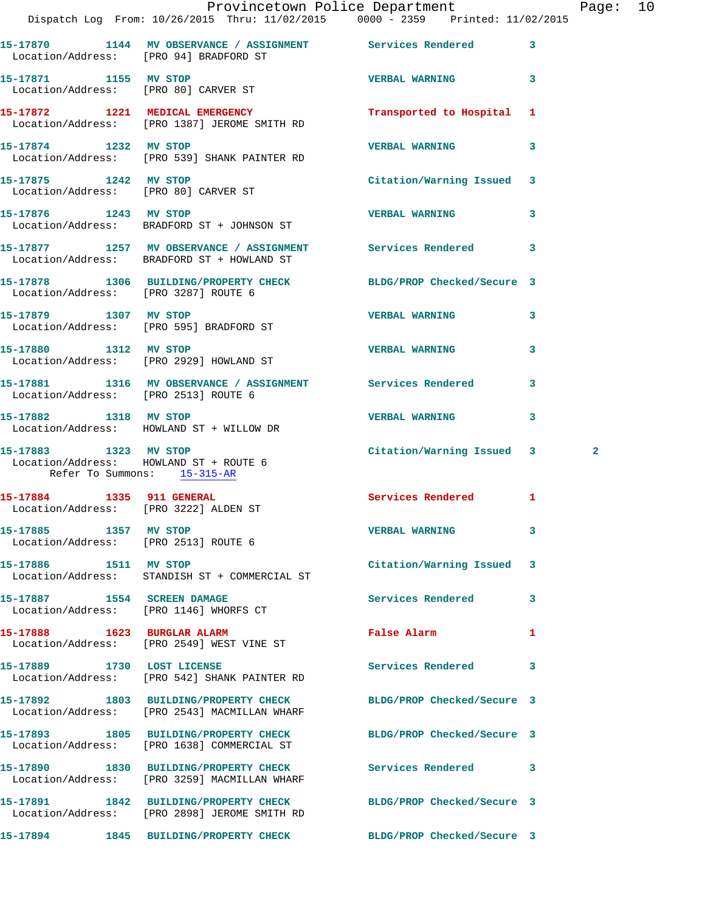15-17870 1144 MV OBSERVANCE / ASSIGNMENT Services Rendered 3
Location/Address: [PRO 94] BRADFORD ST

15-17871 1155 MV STOP VERBAL WARNING 3
Location/Address: [PRO 80] CARVER ST

15-17872 1221 MEDICAL EMERGENCY Transported to Hospital 1
Location/Address: [PRO 1387] JEROME SMITH RD

15-17874 1232 MV STOP VERBAL WARNING 3
Location/Address: [PRO 539] SHANK PAINTER RD

15-17875 1242 MV STOP Citation/Warning Issued 3
Location/Address: [PRO 80] CARVER ST

15-17876 1243 MV STOP VERBAL WARNING 3
Location/Address: BRADFORD ST + JOHNSON ST

15-17877 1257 MV OBSERVANCE / ASSIGNMENT Services Rendered 3
Location/Address: BRADFORD ST + HOWLAND ST

15-17878 1306 BUILDING/PROPERTY CHECK BLDG/PROP Checked/Secure 3
Location/Address: [PRO 3287] ROUTE 6

15-17879 1307 MV STOP VERBAL WARNING 3
Location/Address: [PRO 595] BRADFORD ST

15-17880 1312 MV STOP VERBAL WARNING 3
Location/Address: [PRO 2929] HOWLAND ST

15-17881 1316 MV OBSERVANCE / ASSIGNMENT Services Rendered 3
Location/Address: [PRO 2513] ROUTE 6

15-17882 1318 MV STOP VERBAL WARNING 3
Location/Address: HOWLAND ST + WILLOW DR

15-17883 1323 MV STOP Citation/Warning Issued 3 2
Location/Address: HOWLAND ST + ROUTE 6
Refer To Summons: 15-315-AR

15-17884 1335 911 GENERAL Services Rendered 1
Location/Address: [PRO 3222] ALDEN ST

15-17885 1357 MV STOP VERBAL WARNING 3
Location/Address: [PRO 2513] ROUTE 6

15-17886 1511 MV STOP Citation/Warning Issued 3
Location/Address: STANDISH ST + COMMERCIAL ST

15-17887 1554 SCREEN DAMAGE Services Rendered 3
Location/Address: [PRO 1146] WHORFS CT

15-17888 1623 BURGLAR ALARM False Alarm 1
Location/Address: [PRO 2549] WEST VINE ST

15-17889 1730 LOST LICENSE Services Rendered 3
Location/Address: [PRO 542] SHANK PAINTER RD

15-17892 1803 BUILDING/PROPERTY CHECK BLDG/PROP Checked/Secure 3
Location/Address: [PRO 2543] MACMILLAN WHARF

15-17893 1805 BUILDING/PROPERTY CHECK BLDG/PROP Checked/Secure 3
Location/Address: [PRO 1638] COMMERCIAL ST

15-17890 1830 BUILDING/PROPERTY CHECK Services Rendered 3
Location/Address: [PRO 3259] MACMILLAN WHARF

15-17891 1842 BUILDING/PROPERTY CHECK BLDG/PROP Checked/Secure 3
Location/Address: [PRO 2898] JEROME SMITH RD

15-17894 1845 BUILDING/PROPERTY CHECK BLDG/PROP Checked/Secure 3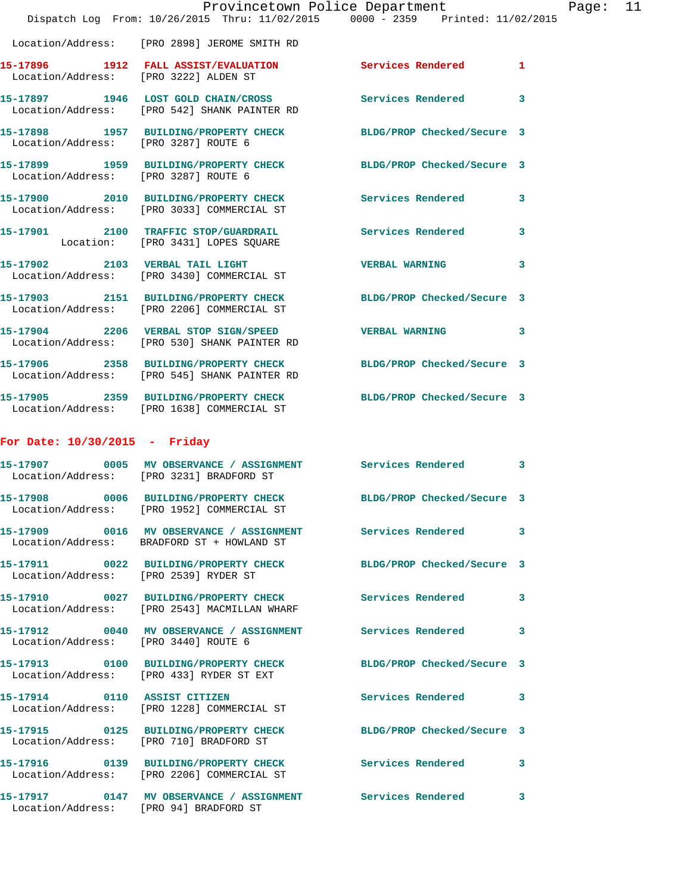Location/Address: [PRO 2898] JEROME SMITH RD

**15-17896 1912 FALL ASSIST/EVALUATION Services Rendered 1**
Location/Address: [PRO 3222] ALDEN ST

**15-17897 1946 LOST GOLD CHAIN/CROSS Services Rendered 3**
Location/Address: [PRO 542] SHANK PAINTER RD

**15-17898 1957 BUILDING/PROPERTY CHECK BLDG/PROP Checked/Secure 3**
Location/Address: [PRO 3287] ROUTE 6

**15-17899 1959 BUILDING/PROPERTY CHECK BLDG/PROP Checked/Secure 3**
Location/Address: [PRO 3287] ROUTE 6

**15-17900 2010 BUILDING/PROPERTY CHECK Services Rendered 3**
Location/Address: [PRO 3033] COMMERCIAL ST

**15-17901 2100 TRAFFIC STOP/GUARDRAIL Services Rendered 3**
Location: [PRO 3431] LOPES SQUARE

**15-17902 2103 VERBAL TAIL LIGHT VERBAL WARNING 3**
Location/Address: [PRO 3430] COMMERCIAL ST

**15-17903 2151 BUILDING/PROPERTY CHECK BLDG/PROP Checked/Secure 3**
Location/Address: [PRO 2206] COMMERCIAL ST

**15-17904 2206 VERBAL STOP SIGN/SPEED VERBAL WARNING 3**
Location/Address: [PRO 530] SHANK PAINTER RD

**15-17906 2358 BUILDING/PROPERTY CHECK BLDG/PROP Checked/Secure 3**
Location/Address: [PRO 545] SHANK PAINTER RD

**15-17905 2359 BUILDING/PROPERTY CHECK BLDG/PROP Checked/Secure 3**
Location/Address: [PRO 1638] COMMERCIAL ST

## For Date: 10/30/2015 - Friday

**15-17907 0005 MV OBSERVANCE / ASSIGNMENT Services Rendered 3**
Location/Address: [PRO 3231] BRADFORD ST

**15-17908 0006 BUILDING/PROPERTY CHECK BLDG/PROP Checked/Secure 3**
Location/Address: [PRO 1952] COMMERCIAL ST

**15-17909 0016 MV OBSERVANCE / ASSIGNMENT Services Rendered 3**
Location/Address: BRADFORD ST + HOWLAND ST

**15-17911 0022 BUILDING/PROPERTY CHECK BLDG/PROP Checked/Secure 3**
Location/Address: [PRO 2539] RYDER ST

**15-17910 0027 BUILDING/PROPERTY CHECK Services Rendered 3**
Location/Address: [PRO 2543] MACMILLAN WHARF

**15-17912 0040 MV OBSERVANCE / ASSIGNMENT Services Rendered 3**
Location/Address: [PRO 3440] ROUTE 6

**15-17913 0100 BUILDING/PROPERTY CHECK BLDG/PROP Checked/Secure 3**
Location/Address: [PRO 433] RYDER ST EXT

**15-17914 0110 ASSIST CITIZEN Services Rendered 3**
Location/Address: [PRO 1228] COMMERCIAL ST

**15-17915 0125 BUILDING/PROPERTY CHECK BLDG/PROP Checked/Secure 3**
Location/Address: [PRO 710] BRADFORD ST

**15-17916 0139 BUILDING/PROPERTY CHECK Services Rendered 3**
Location/Address: [PRO 2206] COMMERCIAL ST

**15-17917 0147 MV OBSERVANCE / ASSIGNMENT Services Rendered 3**
Location/Address: [PRO 94] BRADFORD ST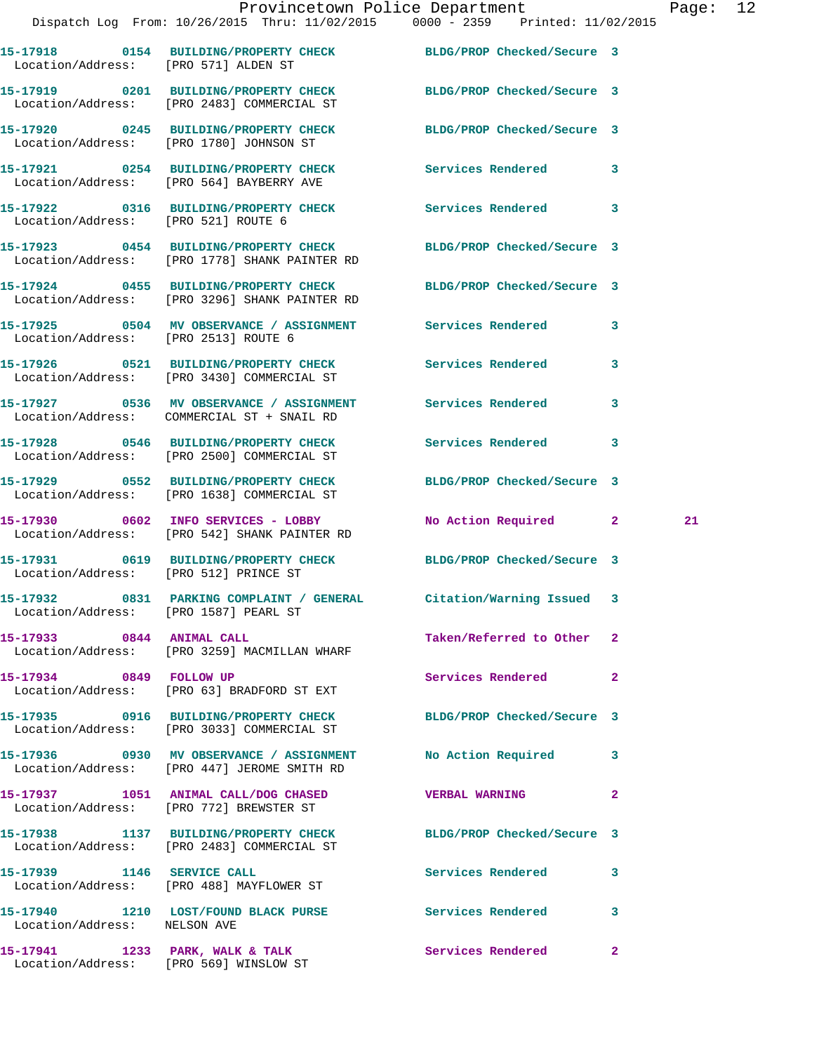Dispatch Log From: 10/26/2015 Thru: 11/02/2015 0000 - 2359 Printed: 11/02/2015

| | | | | | |
|---|---|---|---|---|---|
| 15-17918 | 0154 | BUILDING/PROPERTY CHECK | BLDG/PROP Checked/Secure | 3 | |
| Location/Address: | | [PRO 571] ALDEN ST | | | |
| 15-17919 | 0201 | BUILDING/PROPERTY CHECK | BLDG/PROP Checked/Secure | 3 | |
| Location/Address: | | [PRO 2483] COMMERCIAL ST | | | |
| 15-17920 | 0245 | BUILDING/PROPERTY CHECK | BLDG/PROP Checked/Secure | 3 | |
| Location/Address: | | [PRO 1780] JOHNSON ST | | | |
| 15-17921 | 0254 | BUILDING/PROPERTY CHECK | Services Rendered | 3 | |
| Location/Address: | | [PRO 564] BAYBERRY AVE | | | |
| 15-17922 | 0316 | BUILDING/PROPERTY CHECK | Services Rendered | 3 | |
| Location/Address: | | [PRO 521] ROUTE 6 | | | |
| 15-17923 | 0454 | BUILDING/PROPERTY CHECK | BLDG/PROP Checked/Secure | 3 | |
| Location/Address: | | [PRO 1778] SHANK PAINTER RD | | | |
| 15-17924 | 0455 | BUILDING/PROPERTY CHECK | BLDG/PROP Checked/Secure | 3 | |
| Location/Address: | | [PRO 3296] SHANK PAINTER RD | | | |
| 15-17925 | 0504 | MV OBSERVANCE / ASSIGNMENT | Services Rendered | 3 | |
| Location/Address: | | [PRO 2513] ROUTE 6 | | | |
| 15-17926 | 0521 | BUILDING/PROPERTY CHECK | Services Rendered | 3 | |
| Location/Address: | | [PRO 3430] COMMERCIAL ST | | | |
| 15-17927 | 0536 | MV OBSERVANCE / ASSIGNMENT | Services Rendered | 3 | |
| Location/Address: | | COMMERCIAL ST + SNAIL RD | | | |
| 15-17928 | 0546 | BUILDING/PROPERTY CHECK | Services Rendered | 3 | |
| Location/Address: | | [PRO 2500] COMMERCIAL ST | | | |
| 15-17929 | 0552 | BUILDING/PROPERTY CHECK | BLDG/PROP Checked/Secure | 3 | |
| Location/Address: | | [PRO 1638] COMMERCIAL ST | | | |
| 15-17930 | 0602 | INFO SERVICES - LOBBY | No Action Required | 2 | 21 |
| Location/Address: | | [PRO 542] SHANK PAINTER RD | | | |
| 15-17931 | 0619 | BUILDING/PROPERTY CHECK | BLDG/PROP Checked/Secure | 3 | |
| Location/Address: | | [PRO 512] PRINCE ST | | | |
| 15-17932 | 0831 | PARKING COMPLAINT / GENERAL | Citation/Warning Issued | 3 | |
| Location/Address: | | [PRO 1587] PEARL ST | | | |
| 15-17933 | 0844 | ANIMAL CALL | Taken/Referred to Other | 2 | |
| Location/Address: | | [PRO 3259] MACMILLAN WHARF | | | |
| 15-17934 | 0849 | FOLLOW UP | Services Rendered | 2 | |
| Location/Address: | | [PRO 63] BRADFORD ST EXT | | | |
| 15-17935 | 0916 | BUILDING/PROPERTY CHECK | BLDG/PROP Checked/Secure | 3 | |
| Location/Address: | | [PRO 3033] COMMERCIAL ST | | | |
| 15-17936 | 0930 | MV OBSERVANCE / ASSIGNMENT | No Action Required | 3 | |
| Location/Address: | | [PRO 447] JEROME SMITH RD | | | |
| 15-17937 | 1051 | ANIMAL CALL/DOG CHASED | VERBAL WARNING | 2 | |
| Location/Address: | | [PRO 772] BREWSTER ST | | | |
| 15-17938 | 1137 | BUILDING/PROPERTY CHECK | BLDG/PROP Checked/Secure | 3 | |
| Location/Address: | | [PRO 2483] COMMERCIAL ST | | | |
| 15-17939 | 1146 | SERVICE CALL | Services Rendered | 3 | |
| Location/Address: | | [PRO 488] MAYFLOWER ST | | | |
| 15-17940 | 1210 | LOST/FOUND BLACK PURSE | Services Rendered | 3 | |
| Location/Address: | | NELSON AVE | | | |
| 15-17941 | 1233 | PARK, WALK & TALK | Services Rendered | 2 | |
| Location/Address: | | [PRO 569] WINSLOW ST | | | |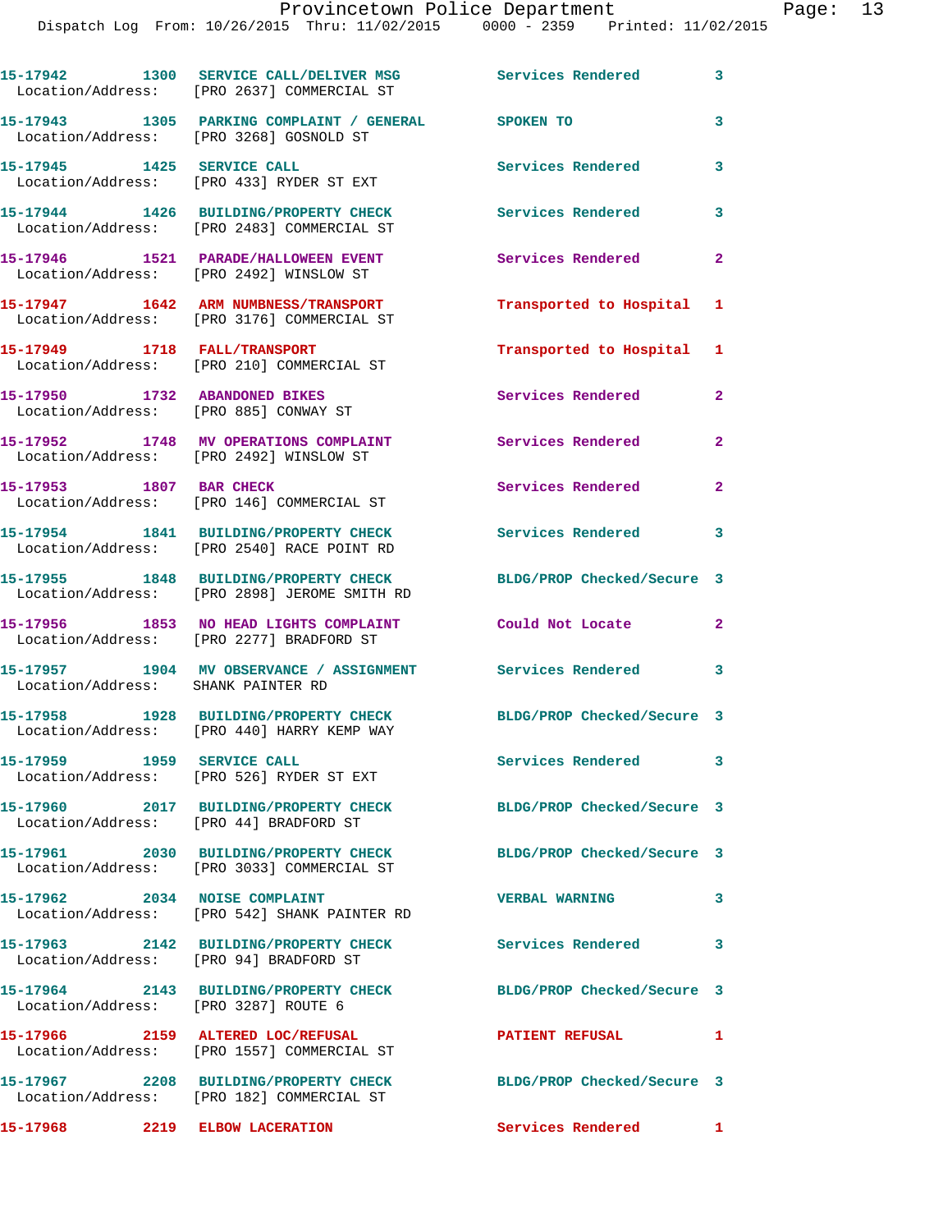| | | | | |
|---|---|---|---|---|
| 15-17942 | 1300 | SERVICE CALL/DELIVER MSG | Services Rendered | 3 |
| Location/Address: | [PRO 2637] COMMERCIAL ST | | | |
| 15-17943 | 1305 | PARKING COMPLAINT / GENERAL | SPOKEN TO | 3 |
| Location/Address: | [PRO 3268] GOSNOLD ST | | | |
| 15-17945 | 1425 | SERVICE CALL | Services Rendered | 3 |
| Location/Address: | [PRO 433] RYDER ST EXT | | | |
| 15-17944 | 1426 | BUILDING/PROPERTY CHECK | Services Rendered | 3 |
| Location/Address: | [PRO 2483] COMMERCIAL ST | | | |
| 15-17946 | 1521 | PARADE/HALLOWEEN EVENT | Services Rendered | 2 |
| Location/Address: | [PRO 2492] WINSLOW ST | | | |
| 15-17947 | 1642 | ARM NUMBNESS/TRANSPORT | Transported to Hospital | 1 |
| Location/Address: | [PRO 3176] COMMERCIAL ST | | | |
| 15-17949 | 1718 | FALL/TRANSPORT | Transported to Hospital | 1 |
| Location/Address: | [PRO 210] COMMERCIAL ST | | | |
| 15-17950 | 1732 | ABANDONED BIKES | Services Rendered | 2 |
| Location/Address: | [PRO 885] CONWAY ST | | | |
| 15-17952 | 1748 | MV OPERATIONS COMPLAINT | Services Rendered | 2 |
| Location/Address: | [PRO 2492] WINSLOW ST | | | |
| 15-17953 | 1807 | BAR CHECK | Services Rendered | 2 |
| Location/Address: | [PRO 146] COMMERCIAL ST | | | |
| 15-17954 | 1841 | BUILDING/PROPERTY CHECK | Services Rendered | 3 |
| Location/Address: | [PRO 2540] RACE POINT RD | | | |
| 15-17955 | 1848 | BUILDING/PROPERTY CHECK | BLDG/PROP Checked/Secure | 3 |
| Location/Address: | [PRO 2898] JEROME SMITH RD | | | |
| 15-17956 | 1853 | NO HEAD LIGHTS COMPLAINT | Could Not Locate | 2 |
| Location/Address: | [PRO 2277] BRADFORD ST | | | |
| 15-17957 | 1904 | MV OBSERVANCE / ASSIGNMENT | Services Rendered | 3 |
| Location/Address: | SHANK PAINTER RD | | | |
| 15-17958 | 1928 | BUILDING/PROPERTY CHECK | BLDG/PROP Checked/Secure | 3 |
| Location/Address: | [PRO 440] HARRY KEMP WAY | | | |
| 15-17959 | 1959 | SERVICE CALL | Services Rendered | 3 |
| Location/Address: | [PRO 526] RYDER ST EXT | | | |
| 15-17960 | 2017 | BUILDING/PROPERTY CHECK | BLDG/PROP Checked/Secure | 3 |
| Location/Address: | [PRO 44] BRADFORD ST | | | |
| 15-17961 | 2030 | BUILDING/PROPERTY CHECK | BLDG/PROP Checked/Secure | 3 |
| Location/Address: | [PRO 3033] COMMERCIAL ST | | | |
| 15-17962 | 2034 | NOISE COMPLAINT | VERBAL WARNING | 3 |
| Location/Address: | [PRO 542] SHANK PAINTER RD | | | |
| 15-17963 | 2142 | BUILDING/PROPERTY CHECK | Services Rendered | 3 |
| Location/Address: | [PRO 94] BRADFORD ST | | | |
| 15-17964 | 2143 | BUILDING/PROPERTY CHECK | BLDG/PROP Checked/Secure | 3 |
| Location/Address: | [PRO 3287] ROUTE 6 | | | |
| 15-17966 | 2159 | ALTERED LOC/REFUSAL | PATIENT REFUSAL | 1 |
| Location/Address: | [PRO 1557] COMMERCIAL ST | | | |
| 15-17967 | 2208 | BUILDING/PROPERTY CHECK | BLDG/PROP Checked/Secure | 3 |
| Location/Address: | [PRO 182] COMMERCIAL ST | | | |
| 15-17968 | 2219 | ELBOW LACERATION | Services Rendered | 1 |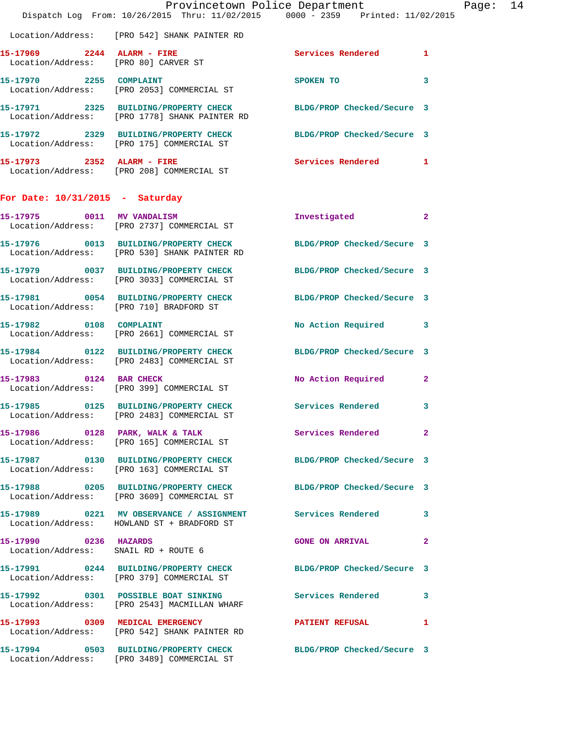Location/Address: [PRO 542] SHANK PAINTER RD

15-17969 2244 ALARM - FIRE Services Rendered 1
Location/Address: [PRO 80] CARVER ST

15-17970 2255 COMPLAINT SPOKEN TO 3
Location/Address: [PRO 2053] COMMERCIAL ST

15-17971 2325 BUILDING/PROPERTY CHECK BLDG/PROP Checked/Secure 3
Location/Address: [PRO 1778] SHANK PAINTER RD

15-17972 2329 BUILDING/PROPERTY CHECK BLDG/PROP Checked/Secure 3
Location/Address: [PRO 175] COMMERCIAL ST

15-17973 2352 ALARM - FIRE Services Rendered 1
Location/Address: [PRO 208] COMMERCIAL ST

## For Date: 10/31/2015 - Saturday

15-17975 0011 MV VANDALISM Investigated 2
Location/Address: [PRO 2737] COMMERCIAL ST

15-17976 0013 BUILDING/PROPERTY CHECK BLDG/PROP Checked/Secure 3
Location/Address: [PRO 530] SHANK PAINTER RD

15-17979 0037 BUILDING/PROPERTY CHECK BLDG/PROP Checked/Secure 3
Location/Address: [PRO 3033] COMMERCIAL ST

15-17981 0054 BUILDING/PROPERTY CHECK BLDG/PROP Checked/Secure 3
Location/Address: [PRO 710] BRADFORD ST

15-17982 0108 COMPLAINT No Action Required 3
Location/Address: [PRO 2661] COMMERCIAL ST

15-17984 0122 BUILDING/PROPERTY CHECK BLDG/PROP Checked/Secure 3
Location/Address: [PRO 2483] COMMERCIAL ST

15-17983 0124 BAR CHECK No Action Required 2
Location/Address: [PRO 399] COMMERCIAL ST

15-17985 0125 BUILDING/PROPERTY CHECK Services Rendered 3
Location/Address: [PRO 2483] COMMERCIAL ST

15-17986 0128 PARK, WALK & TALK Services Rendered 2
Location/Address: [PRO 165] COMMERCIAL ST

15-17987 0130 BUILDING/PROPERTY CHECK BLDG/PROP Checked/Secure 3
Location/Address: [PRO 163] COMMERCIAL ST

15-17988 0205 BUILDING/PROPERTY CHECK BLDG/PROP Checked/Secure 3
Location/Address: [PRO 3609] COMMERCIAL ST

15-17989 0221 MV OBSERVANCE / ASSIGNMENT Services Rendered 3
Location/Address: HOWLAND ST + BRADFORD ST

15-17990 0236 HAZARDS GONE ON ARRIVAL 2
Location/Address: SNAIL RD + ROUTE 6

15-17991 0244 BUILDING/PROPERTY CHECK BLDG/PROP Checked/Secure 3
Location/Address: [PRO 379] COMMERCIAL ST

15-17992 0301 POSSIBLE BOAT SINKING Services Rendered 3
Location/Address: [PRO 2543] MACMILLAN WHARF

15-17993 0309 MEDICAL EMERGENCY PATIENT REFUSAL 1
Location/Address: [PRO 542] SHANK PAINTER RD

15-17994 0503 BUILDING/PROPERTY CHECK BLDG/PROP Checked/Secure 3
Location/Address: [PRO 3489] COMMERCIAL ST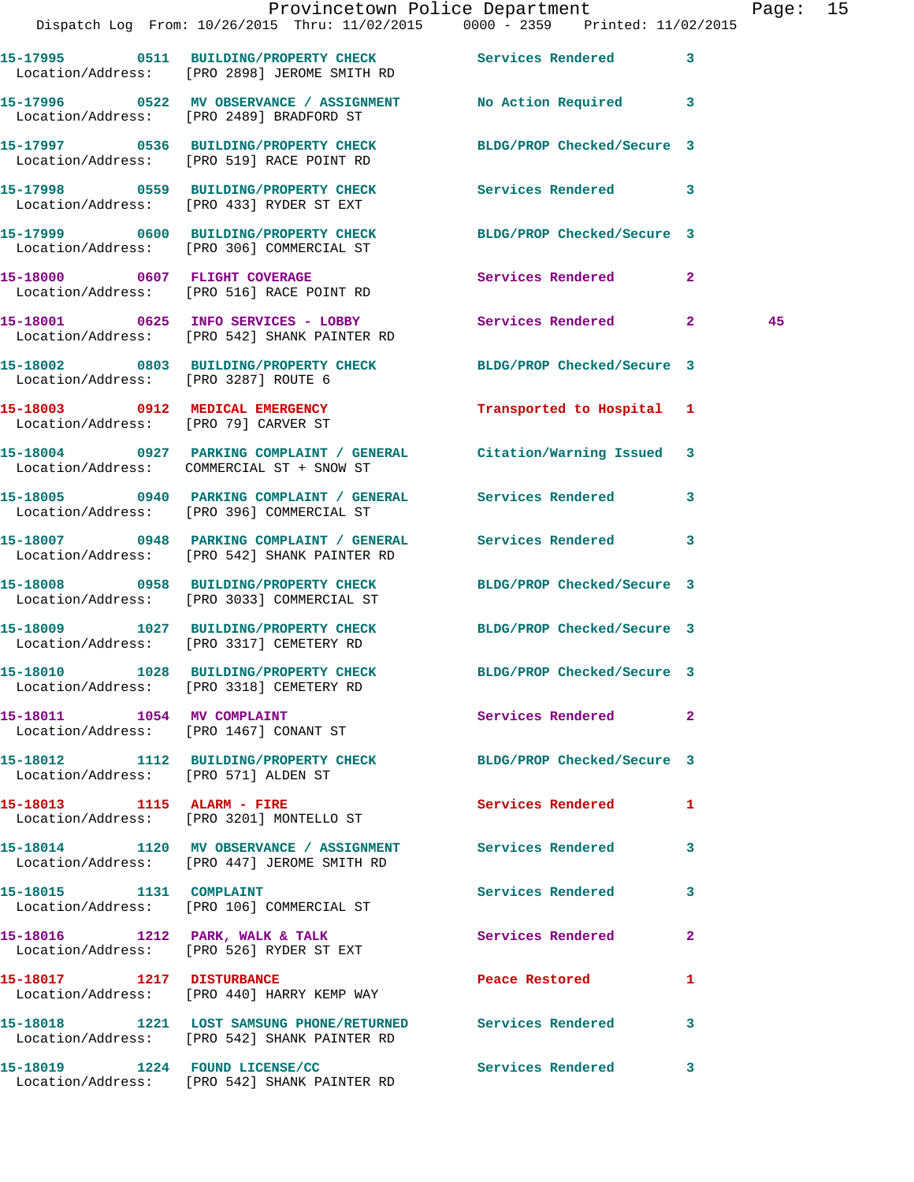| | | | | | |
|---|---|---|---|---|---|
| 15-17995 | 0511 | BUILDING/PROPERTY CHECK | Services Rendered | 3 | |
| Location/Address: | | [PRO 2898] JEROME SMITH RD | | | |
| 15-17996 | 0522 | MV OBSERVANCE / ASSIGNMENT | No Action Required | 3 | |
| Location/Address: | | [PRO 2489] BRADFORD ST | | | |
| 15-17997 | 0536 | BUILDING/PROPERTY CHECK | BLDG/PROP Checked/Secure | 3 | |
| Location/Address: | | [PRO 519] RACE POINT RD | | | |
| 15-17998 | 0559 | BUILDING/PROPERTY CHECK | Services Rendered | 3 | |
| Location/Address: | | [PRO 433] RYDER ST EXT | | | |
| 15-17999 | 0600 | BUILDING/PROPERTY CHECK | BLDG/PROP Checked/Secure | 3 | |
| Location/Address: | | [PRO 306] COMMERCIAL ST | | | |
| 15-18000 | 0607 | FLIGHT COVERAGE | Services Rendered | 2 | |
| Location/Address: | | [PRO 516] RACE POINT RD | | | |
| 15-18001 | 0625 | INFO SERVICES - LOBBY | Services Rendered | 2 | 45 |
| Location/Address: | | [PRO 542] SHANK PAINTER RD | | | |
| 15-18002 | 0803 | BUILDING/PROPERTY CHECK | BLDG/PROP Checked/Secure | 3 | |
| Location/Address: | | [PRO 3287] ROUTE 6 | | | |
| 15-18003 | 0912 | MEDICAL EMERGENCY | Transported to Hospital | 1 | |
| Location/Address: | | [PRO 79] CARVER ST | | | |
| 15-18004 | 0927 | PARKING COMPLAINT / GENERAL | Citation/Warning Issued | 3 | |
| Location/Address: | | COMMERCIAL ST + SNOW ST | | | |
| 15-18005 | 0940 | PARKING COMPLAINT / GENERAL | Services Rendered | 3 | |
| Location/Address: | | [PRO 396] COMMERCIAL ST | | | |
| 15-18007 | 0948 | PARKING COMPLAINT / GENERAL | Services Rendered | 3 | |
| Location/Address: | | [PRO 542] SHANK PAINTER RD | | | |
| 15-18008 | 0958 | BUILDING/PROPERTY CHECK | BLDG/PROP Checked/Secure | 3 | |
| Location/Address: | | [PRO 3033] COMMERCIAL ST | | | |
| 15-18009 | 1027 | BUILDING/PROPERTY CHECK | BLDG/PROP Checked/Secure | 3 | |
| Location/Address: | | [PRO 3317] CEMETERY RD | | | |
| 15-18010 | 1028 | BUILDING/PROPERTY CHECK | BLDG/PROP Checked/Secure | 3 | |
| Location/Address: | | [PRO 3318] CEMETERY RD | | | |
| 15-18011 | 1054 | MV COMPLAINT | Services Rendered | 2 | |
| Location/Address: | | [PRO 1467] CONANT ST | | | |
| 15-18012 | 1112 | BUILDING/PROPERTY CHECK | BLDG/PROP Checked/Secure | 3 | |
| Location/Address: | | [PRO 571] ALDEN ST | | | |
| 15-18013 | 1115 | ALARM - FIRE | Services Rendered | 1 | |
| Location/Address: | | [PRO 3201] MONTELLO ST | | | |
| 15-18014 | 1120 | MV OBSERVANCE / ASSIGNMENT | Services Rendered | 3 | |
| Location/Address: | | [PRO 447] JEROME SMITH RD | | | |
| 15-18015 | 1131 | COMPLAINT | Services Rendered | 3 | |
| Location/Address: | | [PRO 106] COMMERCIAL ST | | | |
| 15-18016 | 1212 | PARK, WALK & TALK | Services Rendered | 2 | |
| Location/Address: | | [PRO 526] RYDER ST EXT | | | |
| 15-18017 | 1217 | DISTURBANCE | Peace Restored | 1 | |
| Location/Address: | | [PRO 440] HARRY KEMP WAY | | | |
| 15-18018 | 1221 | LOST SAMSUNG PHONE/RETURNED | Services Rendered | 3 | |
| Location/Address: | | [PRO 542] SHANK PAINTER RD | | | |
| 15-18019 | 1224 | FOUND LICENSE/CC | Services Rendered | 3 | |
| Location/Address: | | [PRO 542] SHANK PAINTER RD | | | |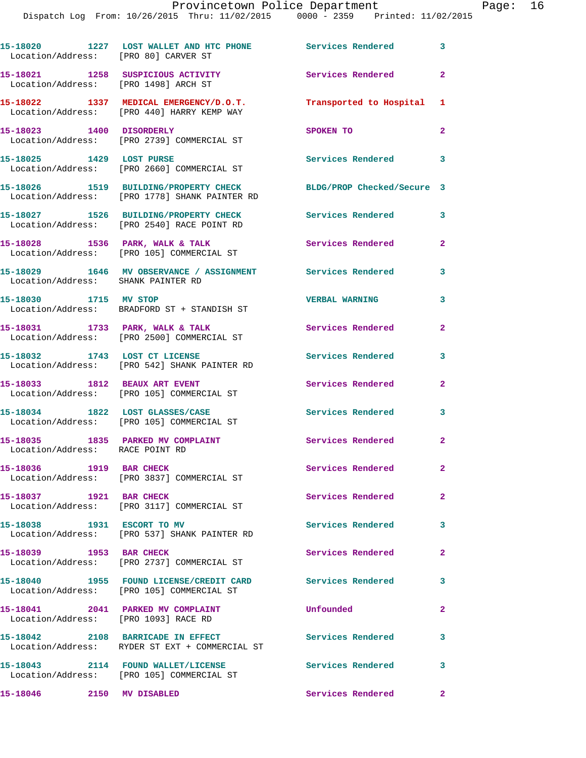15-18020 1227 LOST WALLET AND HTC PHONE Services Rendered 3
Location/Address: [PRO 80] CARVER ST

15-18021 1258 SUSPICIOUS ACTIVITY Services Rendered 2
Location/Address: [PRO 1498] ARCH ST

15-18022 1337 MEDICAL EMERGENCY/D.O.T. Transported to Hospital 1
Location/Address: [PRO 440] HARRY KEMP WAY

15-18023 1400 DISORDERLY SPOKEN TO 2
Location/Address: [PRO 2739] COMMERCIAL ST

15-18025 1429 LOST PURSE Services Rendered 3
Location/Address: [PRO 2660] COMMERCIAL ST

15-18026 1519 BUILDING/PROPERTY CHECK BLDG/PROP Checked/Secure 3
Location/Address: [PRO 1778] SHANK PAINTER RD

15-18027 1526 BUILDING/PROPERTY CHECK Services Rendered 3
Location/Address: [PRO 2540] RACE POINT RD

15-18028 1536 PARK, WALK & TALK Services Rendered 2
Location/Address: [PRO 105] COMMERCIAL ST

15-18029 1646 MV OBSERVANCE / ASSIGNMENT Services Rendered 3
Location/Address: SHANK PAINTER RD

15-18030 1715 MV STOP VERBAL WARNING 3
Location/Address: BRADFORD ST + STANDISH ST

15-18031 1733 PARK, WALK & TALK Services Rendered 2
Location/Address: [PRO 2500] COMMERCIAL ST

15-18032 1743 LOST CT LICENSE Services Rendered 3
Location/Address: [PRO 542] SHANK PAINTER RD

15-18033 1812 BEAUX ART EVENT Services Rendered 2
Location/Address: [PRO 105] COMMERCIAL ST

15-18034 1822 LOST GLASSES/CASE Services Rendered 3
Location/Address: [PRO 105] COMMERCIAL ST

15-18035 1835 PARKED MV COMPLAINT Services Rendered 2
Location/Address: RACE POINT RD

15-18036 1919 BAR CHECK Services Rendered 2
Location/Address: [PRO 3837] COMMERCIAL ST

15-18037 1921 BAR CHECK Services Rendered 2
Location/Address: [PRO 3117] COMMERCIAL ST

15-18038 1931 ESCORT TO MV Services Rendered 3
Location/Address: [PRO 537] SHANK PAINTER RD

15-18039 1953 BAR CHECK Services Rendered 2
Location/Address: [PRO 2737] COMMERCIAL ST

15-18040 1955 FOUND LICENSE/CREDIT CARD Services Rendered 3
Location/Address: [PRO 105] COMMERCIAL ST

15-18041 2041 PARKED MV COMPLAINT Unfounded 2
Location/Address: [PRO 1093] RACE RD

15-18042 2108 BARRICADE IN EFFECT Services Rendered 3
Location/Address: RYDER ST EXT + COMMERCIAL ST

15-18043 2114 FOUND WALLET/LICENSE Services Rendered 3
Location/Address: [PRO 105] COMMERCIAL ST

15-18046 2150 MV DISABLED Services Rendered 2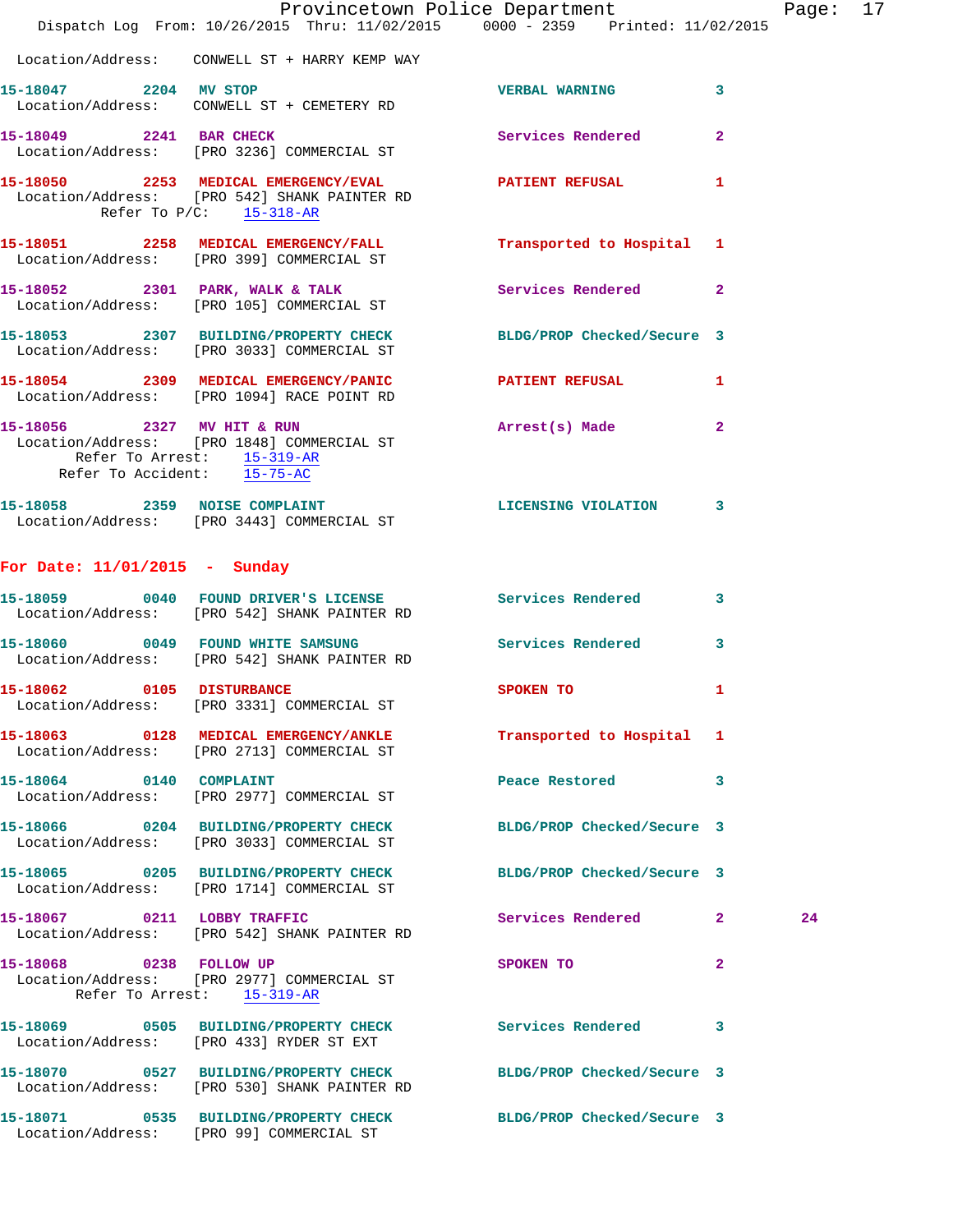Location/Address: CONWELL ST + HARRY KEMP WAY

**15-18047 2204 MV STOP** VERBAL WARNING 3
Location/Address: CONWELL ST + CEMETERY RD

**15-18049 2241 BAR CHECK** Services Rendered 2
Location/Address: [PRO 3236] COMMERCIAL ST

**15-18050 2253 MEDICAL EMERGENCY/EVAL** PATIENT REFUSAL 1
Location/Address: [PRO 542] SHANK PAINTER RD
Refer To P/C: 15-318-AR

**15-18051 2258 MEDICAL EMERGENCY/FALL** Transported to Hospital 1
Location/Address: [PRO 399] COMMERCIAL ST

**15-18052 2301 PARK, WALK & TALK** Services Rendered 2
Location/Address: [PRO 105] COMMERCIAL ST

**15-18053 2307 BUILDING/PROPERTY CHECK** BLDG/PROP Checked/Secure 3
Location/Address: [PRO 3033] COMMERCIAL ST

**15-18054 2309 MEDICAL EMERGENCY/PANIC** PATIENT REFUSAL 1
Location/Address: [PRO 1094] RACE POINT RD

**15-18056 2327 MV HIT & RUN** Arrest(s) Made 2
Location/Address: [PRO 1848] COMMERCIAL ST
Refer To Arrest: 15-319-AR
Refer To Accident: 15-75-AC

**15-18058 2359 NOISE COMPLAINT** LICENSING VIOLATION 3
Location/Address: [PRO 3443] COMMERCIAL ST

## For Date: 11/01/2015 - Sunday

**15-18059 0040 FOUND DRIVER'S LICENSE** Services Rendered 3
Location/Address: [PRO 542] SHANK PAINTER RD

**15-18060 0049 FOUND WHITE SAMSUNG** Services Rendered 3
Location/Address: [PRO 542] SHANK PAINTER RD

**15-18062 0105 DISTURBANCE** SPOKEN TO 1
Location/Address: [PRO 3331] COMMERCIAL ST

**15-18063 0128 MEDICAL EMERGENCY/ANKLE** Transported to Hospital 1
Location/Address: [PRO 2713] COMMERCIAL ST

**15-18064 0140 COMPLAINT** Peace Restored 3
Location/Address: [PRO 2977] COMMERCIAL ST

**15-18066 0204 BUILDING/PROPERTY CHECK** BLDG/PROP Checked/Secure 3
Location/Address: [PRO 3033] COMMERCIAL ST

**15-18065 0205 BUILDING/PROPERTY CHECK** BLDG/PROP Checked/Secure 3
Location/Address: [PRO 1714] COMMERCIAL ST

**15-18067 0211 LOBBY TRAFFIC** Services Rendered 2 24
Location/Address: [PRO 542] SHANK PAINTER RD

**15-18068 0238 FOLLOW UP** SPOKEN TO 2
Location/Address: [PRO 2977] COMMERCIAL ST
Refer To Arrest: 15-319-AR

**15-18069 0505 BUILDING/PROPERTY CHECK** Services Rendered 3
Location/Address: [PRO 433] RYDER ST EXT

**15-18070 0527 BUILDING/PROPERTY CHECK** BLDG/PROP Checked/Secure 3
Location/Address: [PRO 530] SHANK PAINTER RD

**15-18071 0535 BUILDING/PROPERTY CHECK** BLDG/PROP Checked/Secure 3
Location/Address: [PRO 99] COMMERCIAL ST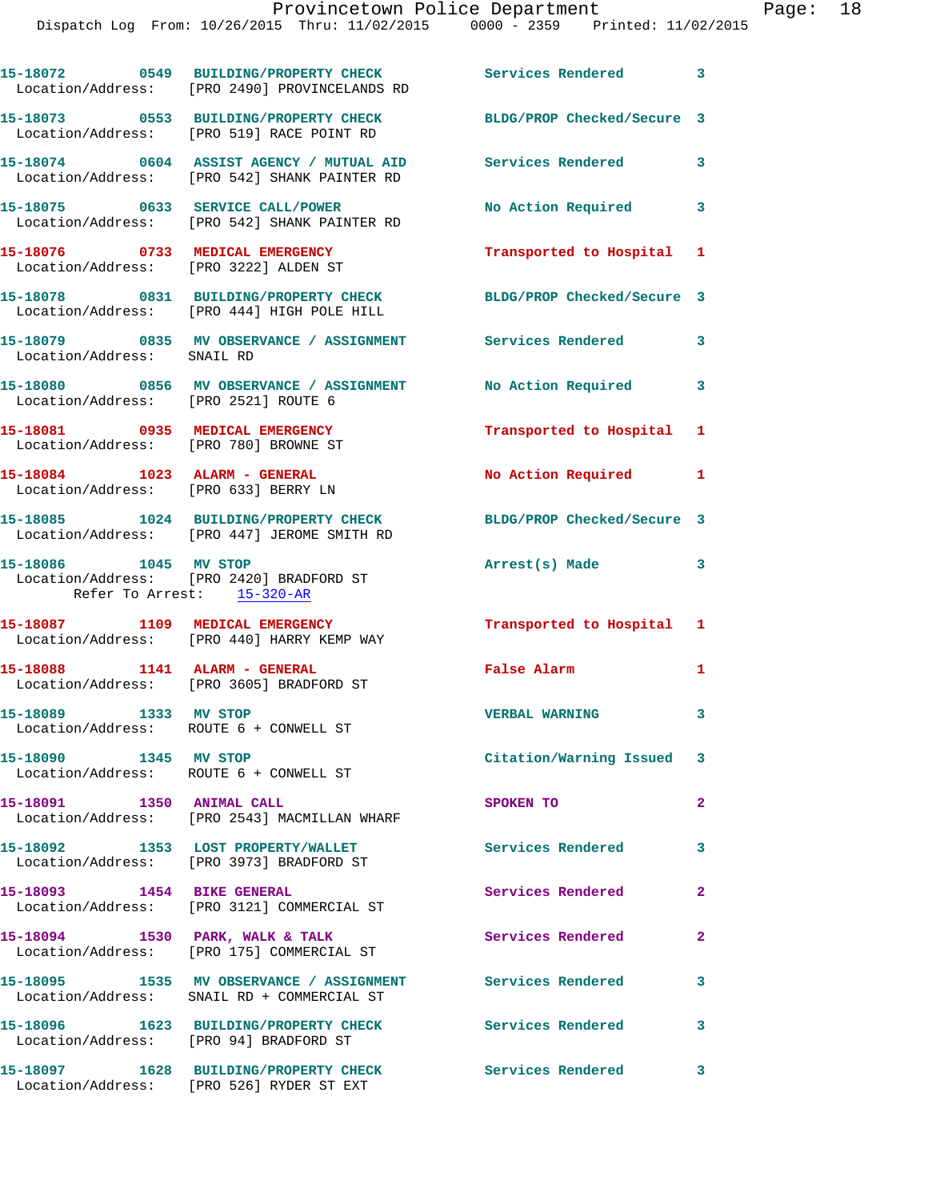15-18072 0549 BUILDING/PROPERTY CHECK Services Rendered 3
Location/Address: [PRO 2490] PROVINCELANDS RD

15-18073 0553 BUILDING/PROPERTY CHECK BLDG/PROP Checked/Secure 3
Location/Address: [PRO 519] RACE POINT RD

15-18074 0604 ASSIST AGENCY / MUTUAL AID Services Rendered 3
Location/Address: [PRO 542] SHANK PAINTER RD

15-18075 0633 SERVICE CALL/POWER No Action Required 3
Location/Address: [PRO 542] SHANK PAINTER RD

15-18076 0733 MEDICAL EMERGENCY Transported to Hospital 1
Location/Address: [PRO 3222] ALDEN ST

15-18078 0831 BUILDING/PROPERTY CHECK BLDG/PROP Checked/Secure 3
Location/Address: [PRO 444] HIGH POLE HILL

15-18079 0835 MV OBSERVANCE / ASSIGNMENT Services Rendered 3
Location/Address: SNAIL RD

15-18080 0856 MV OBSERVANCE / ASSIGNMENT No Action Required 3
Location/Address: [PRO 2521] ROUTE 6

15-18081 0935 MEDICAL EMERGENCY Transported to Hospital 1
Location/Address: [PRO 780] BROWNE ST

15-18084 1023 ALARM - GENERAL No Action Required 1
Location/Address: [PRO 633] BERRY LN

15-18085 1024 BUILDING/PROPERTY CHECK BLDG/PROP Checked/Secure 3
Location/Address: [PRO 447] JEROME SMITH RD

15-18086 1045 MV STOP Arrest(s) Made 3
Location/Address: [PRO 2420] BRADFORD ST
Refer To Arrest: 15-320-AR

15-18087 1109 MEDICAL EMERGENCY Transported to Hospital 1
Location/Address: [PRO 440] HARRY KEMP WAY

15-18088 1141 ALARM - GENERAL False Alarm 1
Location/Address: [PRO 3605] BRADFORD ST

15-18089 1333 MV STOP VERBAL WARNING 3
Location/Address: ROUTE 6 + CONWELL ST

15-18090 1345 MV STOP Citation/Warning Issued 3
Location/Address: ROUTE 6 + CONWELL ST

15-18091 1350 ANIMAL CALL SPOKEN TO 2
Location/Address: [PRO 2543] MACMILLAN WHARF

15-18092 1353 LOST PROPERTY/WALLET Services Rendered 3
Location/Address: [PRO 3973] BRADFORD ST

15-18093 1454 BIKE GENERAL Services Rendered 2
Location/Address: [PRO 3121] COMMERCIAL ST

15-18094 1530 PARK, WALK & TALK Services Rendered 2
Location/Address: [PRO 175] COMMERCIAL ST

15-18095 1535 MV OBSERVANCE / ASSIGNMENT Services Rendered 3
Location/Address: SNAIL RD + COMMERCIAL ST

15-18096 1623 BUILDING/PROPERTY CHECK Services Rendered 3
Location/Address: [PRO 94] BRADFORD ST

15-18097 1628 BUILDING/PROPERTY CHECK Services Rendered 3
Location/Address: [PRO 526] RYDER ST EXT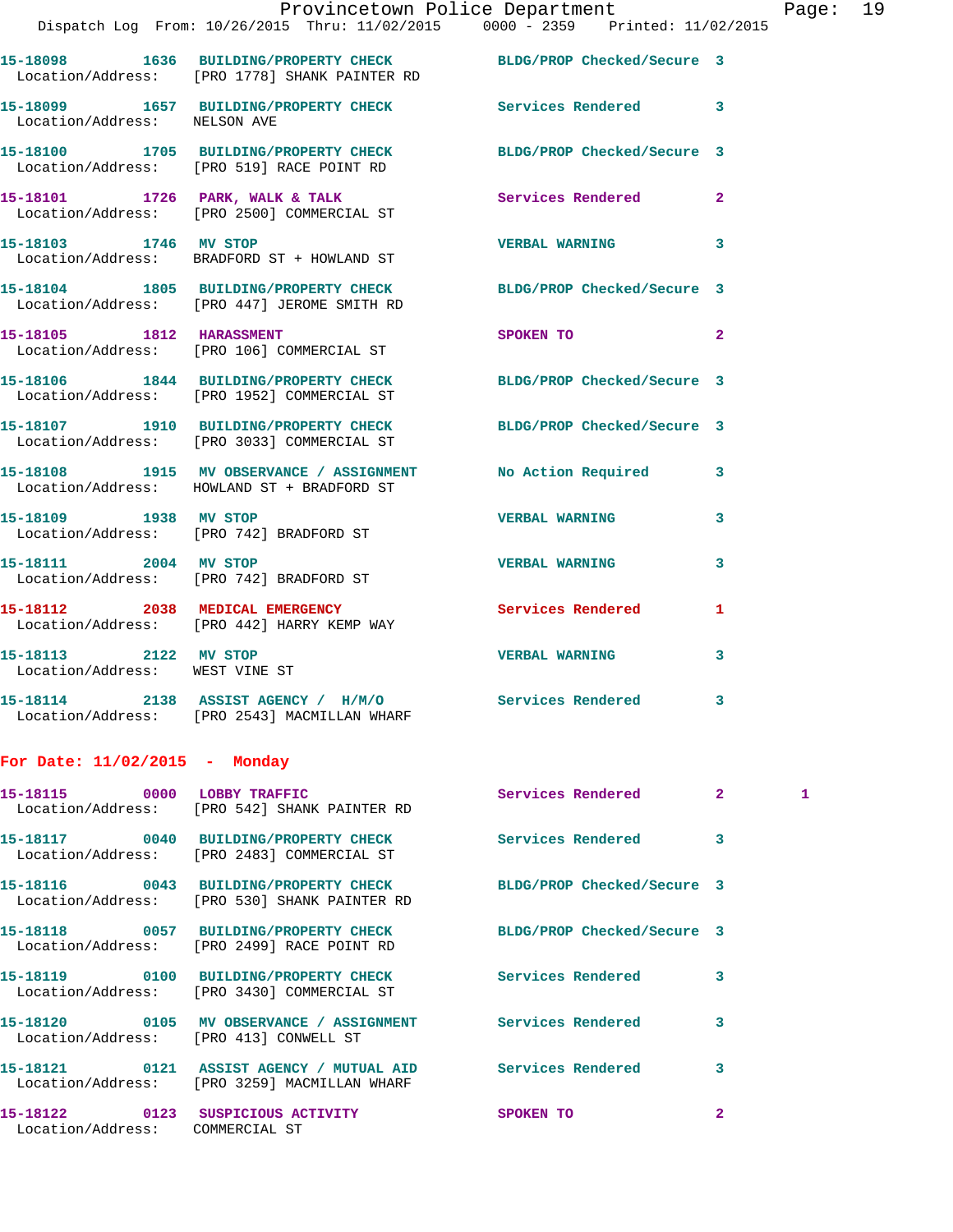15-18098 1636 BUILDING/PROPERTY CHECK BLDG/PROP Checked/Secure 3
Location/Address: [PRO 1778] SHANK PAINTER RD

15-18099 1657 BUILDING/PROPERTY CHECK Services Rendered 3
Location/Address: NELSON AVE

15-18100 1705 BUILDING/PROPERTY CHECK BLDG/PROP Checked/Secure 3
Location/Address: [PRO 519] RACE POINT RD

15-18101 1726 PARK, WALK & TALK Services Rendered 2
Location/Address: [PRO 2500] COMMERCIAL ST

15-18103 1746 MV STOP VERBAL WARNING 3
Location/Address: BRADFORD ST + HOWLAND ST

15-18104 1805 BUILDING/PROPERTY CHECK BLDG/PROP Checked/Secure 3
Location/Address: [PRO 447] JEROME SMITH RD

15-18105 1812 HARASSMENT SPOKEN TO 2
Location/Address: [PRO 106] COMMERCIAL ST

15-18106 1844 BUILDING/PROPERTY CHECK BLDG/PROP Checked/Secure 3
Location/Address: [PRO 1952] COMMERCIAL ST

15-18107 1910 BUILDING/PROPERTY CHECK BLDG/PROP Checked/Secure 3
Location/Address: [PRO 3033] COMMERCIAL ST

15-18108 1915 MV OBSERVANCE / ASSIGNMENT No Action Required 3
Location/Address: HOWLAND ST + BRADFORD ST

15-18109 1938 MV STOP VERBAL WARNING 3
Location/Address: [PRO 742] BRADFORD ST

15-18111 2004 MV STOP VERBAL WARNING 3
Location/Address: [PRO 742] BRADFORD ST

15-18112 2038 MEDICAL EMERGENCY Services Rendered 1
Location/Address: [PRO 442] HARRY KEMP WAY

15-18113 2122 MV STOP VERBAL WARNING 3
Location/Address: WEST VINE ST

15-18114 2138 ASSIST AGENCY / H/M/O Services Rendered 3
Location/Address: [PRO 2543] MACMILLAN WHARF

**For Date: 11/02/2015 - Monday**

15-18115 0000 LOBBY TRAFFIC Services Rendered 2 1
Location/Address: [PRO 542] SHANK PAINTER RD

15-18117 0040 BUILDING/PROPERTY CHECK Services Rendered 3
Location/Address: [PRO 2483] COMMERCIAL ST

15-18116 0043 BUILDING/PROPERTY CHECK BLDG/PROP Checked/Secure 3
Location/Address: [PRO 530] SHANK PAINTER RD

15-18118 0057 BUILDING/PROPERTY CHECK BLDG/PROP Checked/Secure 3
Location/Address: [PRO 2499] RACE POINT RD

15-18119 0100 BUILDING/PROPERTY CHECK Services Rendered 3
Location/Address: [PRO 3430] COMMERCIAL ST

15-18120 0105 MV OBSERVANCE / ASSIGNMENT Services Rendered 3
Location/Address: [PRO 413] CONWELL ST

15-18121 0121 ASSIST AGENCY / MUTUAL AID Services Rendered 3
Location/Address: [PRO 3259] MACMILLAN WHARF

15-18122 0123 SUSPICIOUS ACTIVITY SPOKEN TO 2
Location/Address: COMMERCIAL ST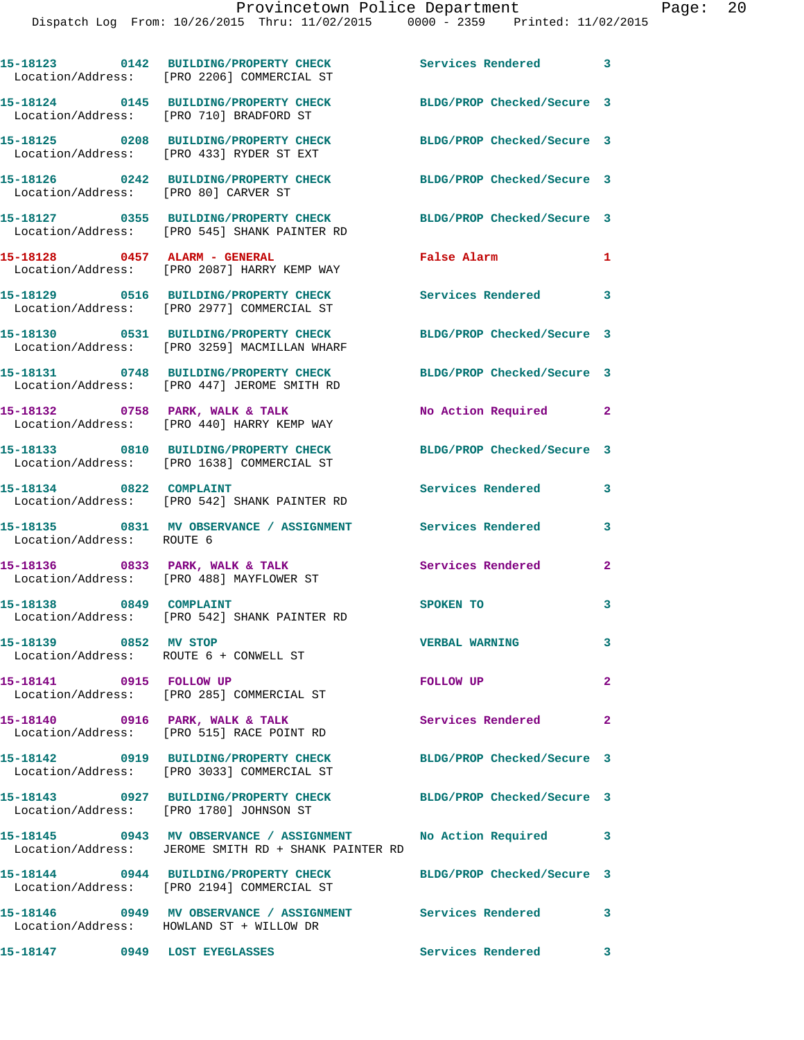15-18123 0142 BUILDING/PROPERTY CHECK Services Rendered 3
Location/Address: [PRO 2206] COMMERCIAL ST

15-18124 0145 BUILDING/PROPERTY CHECK BLDG/PROP Checked/Secure 3
Location/Address: [PRO 710] BRADFORD ST

15-18125 0208 BUILDING/PROPERTY CHECK BLDG/PROP Checked/Secure 3
Location/Address: [PRO 433] RYDER ST EXT

15-18126 0242 BUILDING/PROPERTY CHECK BLDG/PROP Checked/Secure 3
Location/Address: [PRO 80] CARVER ST

15-18127 0355 BUILDING/PROPERTY CHECK BLDG/PROP Checked/Secure 3
Location/Address: [PRO 545] SHANK PAINTER RD

15-18128 0457 ALARM - GENERAL False Alarm 1
Location/Address: [PRO 2087] HARRY KEMP WAY

15-18129 0516 BUILDING/PROPERTY CHECK Services Rendered 3
Location/Address: [PRO 2977] COMMERCIAL ST

15-18130 0531 BUILDING/PROPERTY CHECK BLDG/PROP Checked/Secure 3
Location/Address: [PRO 3259] MACMILLAN WHARF

15-18131 0748 BUILDING/PROPERTY CHECK BLDG/PROP Checked/Secure 3
Location/Address: [PRO 447] JEROME SMITH RD

15-18132 0758 PARK, WALK & TALK No Action Required 2
Location/Address: [PRO 440] HARRY KEMP WAY

15-18133 0810 BUILDING/PROPERTY CHECK BLDG/PROP Checked/Secure 3
Location/Address: [PRO 1638] COMMERCIAL ST

15-18134 0822 COMPLAINT Services Rendered 3
Location/Address: [PRO 542] SHANK PAINTER RD

15-18135 0831 MV OBSERVANCE / ASSIGNMENT Services Rendered 3
Location/Address: ROUTE 6

15-18136 0833 PARK, WALK & TALK Services Rendered 2
Location/Address: [PRO 488] MAYFLOWER ST

15-18138 0849 COMPLAINT SPOKEN TO 3
Location/Address: [PRO 542] SHANK PAINTER RD

15-18139 0852 MV STOP VERBAL WARNING 3
Location/Address: ROUTE 6 + CONWELL ST

15-18141 0915 FOLLOW UP FOLLOW UP 2
Location/Address: [PRO 285] COMMERCIAL ST

15-18140 0916 PARK, WALK & TALK Services Rendered 2
Location/Address: [PRO 515] RACE POINT RD

15-18142 0919 BUILDING/PROPERTY CHECK BLDG/PROP Checked/Secure 3
Location/Address: [PRO 3033] COMMERCIAL ST

15-18143 0927 BUILDING/PROPERTY CHECK BLDG/PROP Checked/Secure 3
Location/Address: [PRO 1780] JOHNSON ST

15-18145 0943 MV OBSERVANCE / ASSIGNMENT No Action Required 3
Location/Address: JEROME SMITH RD + SHANK PAINTER RD

15-18144 0944 BUILDING/PROPERTY CHECK BLDG/PROP Checked/Secure 3
Location/Address: [PRO 2194] COMMERCIAL ST

15-18146 0949 MV OBSERVANCE / ASSIGNMENT Services Rendered 3
Location/Address: HOWLAND ST + WILLOW DR

15-18147 0949 LOST EYEGLASSES Services Rendered 3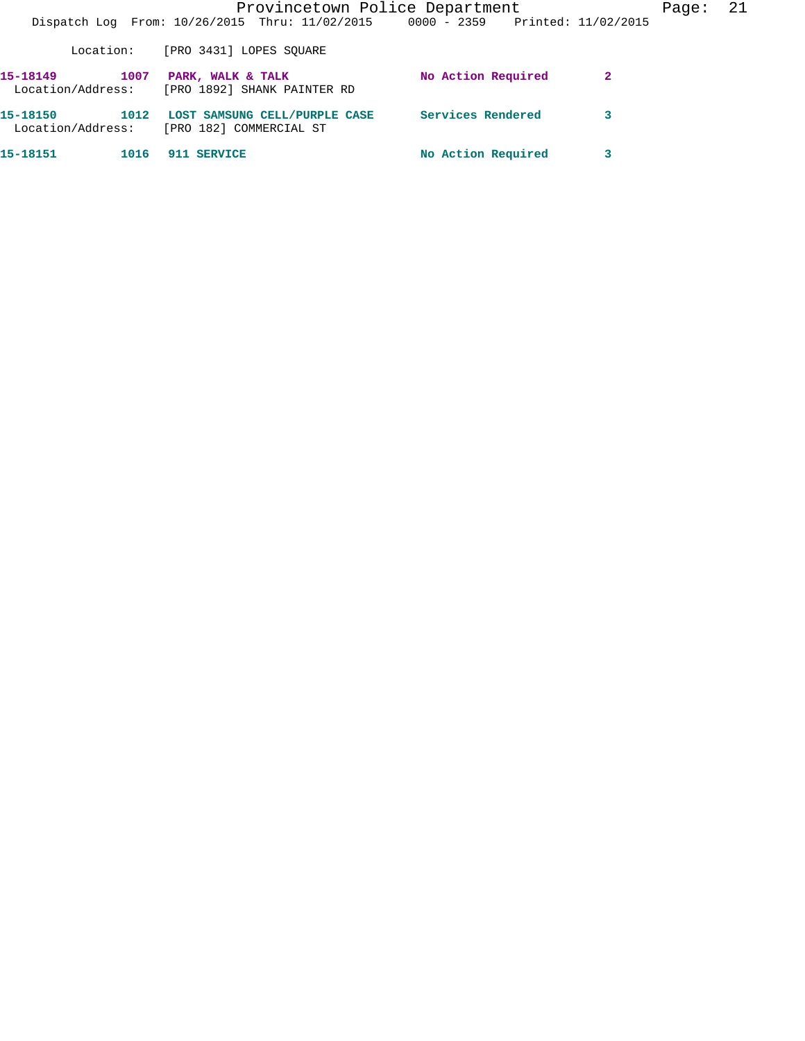Location: [PRO 3431] LOPES SQUARE

**15-18149 1007 PARK, WALK & TALK No Action Required 2**
Location/Address: [PRO 1892] SHANK PAINTER RD

**15-18150 1012 LOST SAMSUNG CELL/PURPLE CASE Services Rendered 3**
Location/Address: [PRO 182] COMMERCIAL ST

**15-18151 1016 911 SERVICE No Action Required 3**